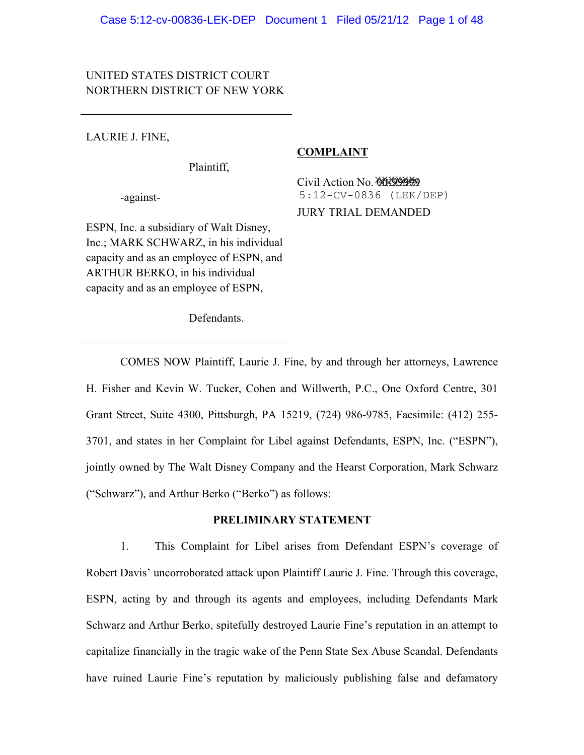UNITED STATES DISTRICT COURT
NORTHERN DISTRICT OF NEW YORK

---

LAURIE J. FINE,

Plaintiff,

-against-

ESPN, Inc. a subsidiary of Walt Disney, Inc.; MARK SCHWARZ, in his individual capacity and as an employee of ESPN, and ARTHUR BERKO, in his individual capacity and as an employee of ESPN,

Defendants.

---

**COMPLAINT**

Civil Action No. 5:12-CV-0836 (LEK/DEP)

JURY TRIAL DEMANDED

COMES NOW Plaintiff, Laurie J. Fine, by and through her attorneys, Lawrence H. Fisher and Kevin W. Tucker, Cohen and Willwerth, P.C., One Oxford Centre, 301 Grant Street, Suite 4300, Pittsburgh, PA 15219, (724) 986-9785, Facsimile: (412) 255-3701, and states in her Complaint for Libel against Defendants, ESPN, Inc. ("ESPN"), jointly owned by The Walt Disney Company and the Hearst Corporation, Mark Schwarz ("Schwarz"), and Arthur Berko ("Berko") as follows:

**PRELIMINARY STATEMENT**

1. This Complaint for Libel arises from Defendant ESPN's coverage of Robert Davis' uncorroborated attack upon Plaintiff Laurie J. Fine. Through this coverage, ESPN, acting by and through its agents and employees, including Defendants Mark Schwarz and Arthur Berko, spitefully destroyed Laurie Fine's reputation in an attempt to capitalize financially in the tragic wake of the Penn State Sex Abuse Scandal. Defendants have ruined Laurie Fine's reputation by maliciously publishing false and defamatory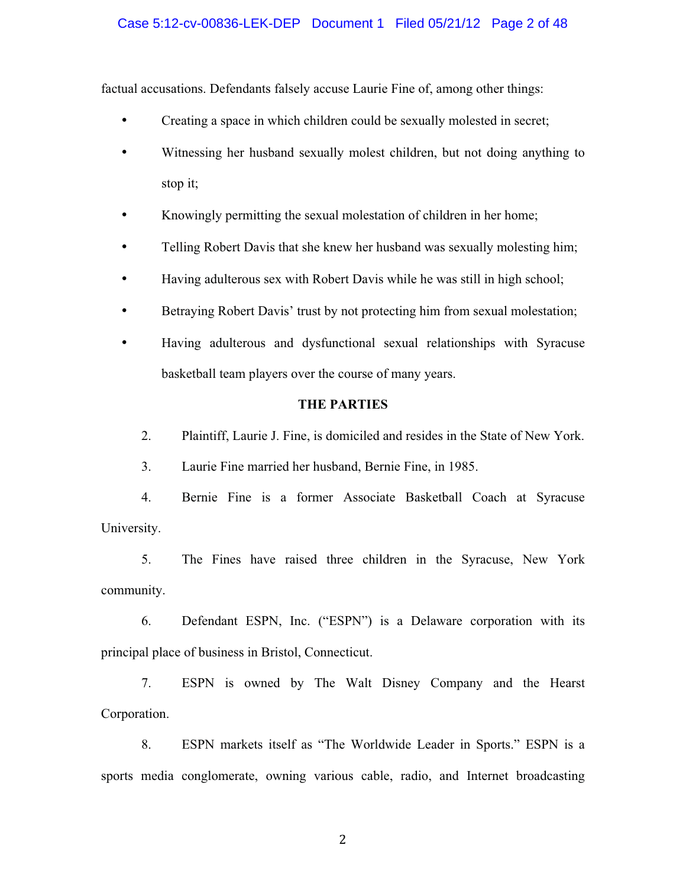factual accusations. Defendants falsely accuse Laurie Fine of, among other things:

- Creating a space in which children could be sexually molested in secret;
- Witnessing her husband sexually molest children, but not doing anything to stop it;
- Knowingly permitting the sexual molestation of children in her home;
- Telling Robert Davis that she knew her husband was sexually molesting him;
- Having adulterous sex with Robert Davis while he was still in high school;
- Betraying Robert Davis' trust by not protecting him from sexual molestation;
- Having adulterous and dysfunctional sexual relationships with Syracuse basketball team players over the course of many years.

**THE PARTIES**

2. Plaintiff, Laurie J. Fine, is domiciled and resides in the State of New York.

3. Laurie Fine married her husband, Bernie Fine, in 1985.

4. Bernie Fine is a former Associate Basketball Coach at Syracuse University.

5. The Fines have raised three children in the Syracuse, New York community.

6. Defendant ESPN, Inc. ("ESPN") is a Delaware corporation with its principal place of business in Bristol, Connecticut.

7. ESPN is owned by The Walt Disney Company and the Hearst Corporation.

8. ESPN markets itself as "The Worldwide Leader in Sports." ESPN is a sports media conglomerate, owning various cable, radio, and Internet broadcasting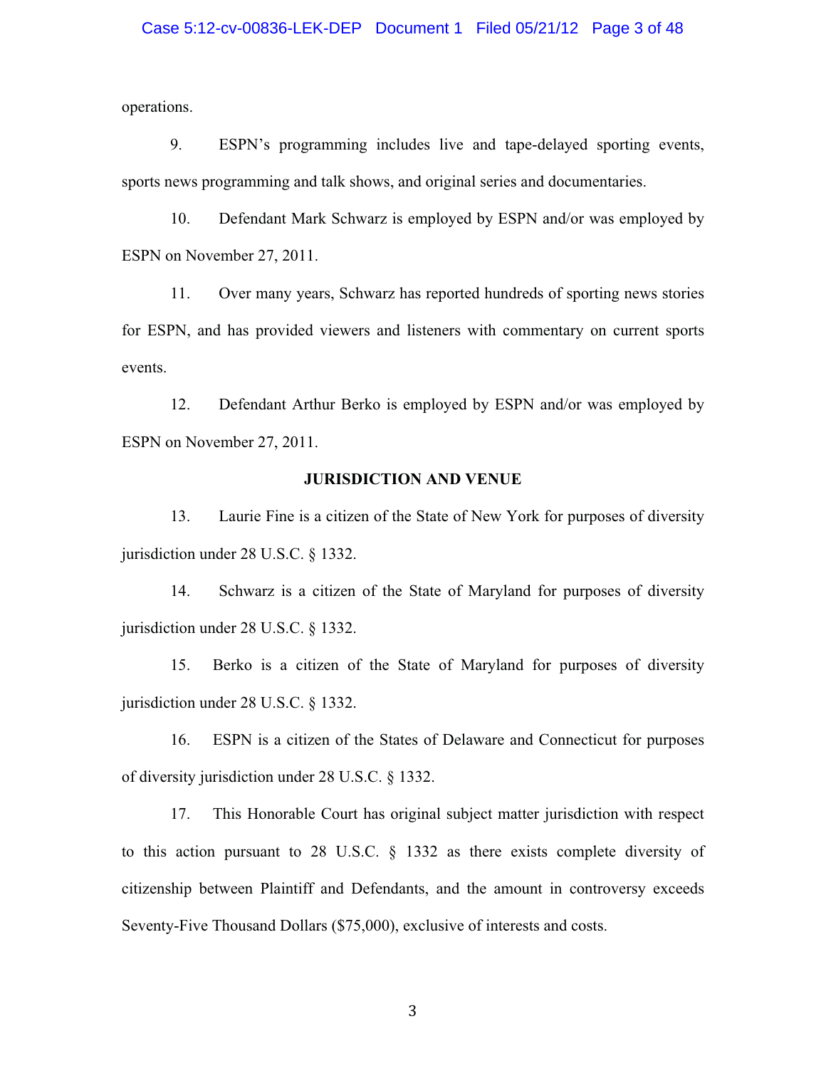operations.

9. ESPN's programming includes live and tape-delayed sporting events, sports news programming and talk shows, and original series and documentaries.

10. Defendant Mark Schwarz is employed by ESPN and/or was employed by ESPN on November 27, 2011.

11. Over many years, Schwarz has reported hundreds of sporting news stories for ESPN, and has provided viewers and listeners with commentary on current sports events.

12. Defendant Arthur Berko is employed by ESPN and/or was employed by ESPN on November 27, 2011.

## JURISDICTION AND VENUE

13. Laurie Fine is a citizen of the State of New York for purposes of diversity jurisdiction under 28 U.S.C. § 1332.

14. Schwarz is a citizen of the State of Maryland for purposes of diversity jurisdiction under 28 U.S.C. § 1332.

15. Berko is a citizen of the State of Maryland for purposes of diversity jurisdiction under 28 U.S.C. § 1332.

16. ESPN is a citizen of the States of Delaware and Connecticut for purposes of diversity jurisdiction under 28 U.S.C. § 1332.

17. This Honorable Court has original subject matter jurisdiction with respect to this action pursuant to 28 U.S.C. § 1332 as there exists complete diversity of citizenship between Plaintiff and Defendants, and the amount in controversy exceeds Seventy-Five Thousand Dollars ($75,000), exclusive of interests and costs.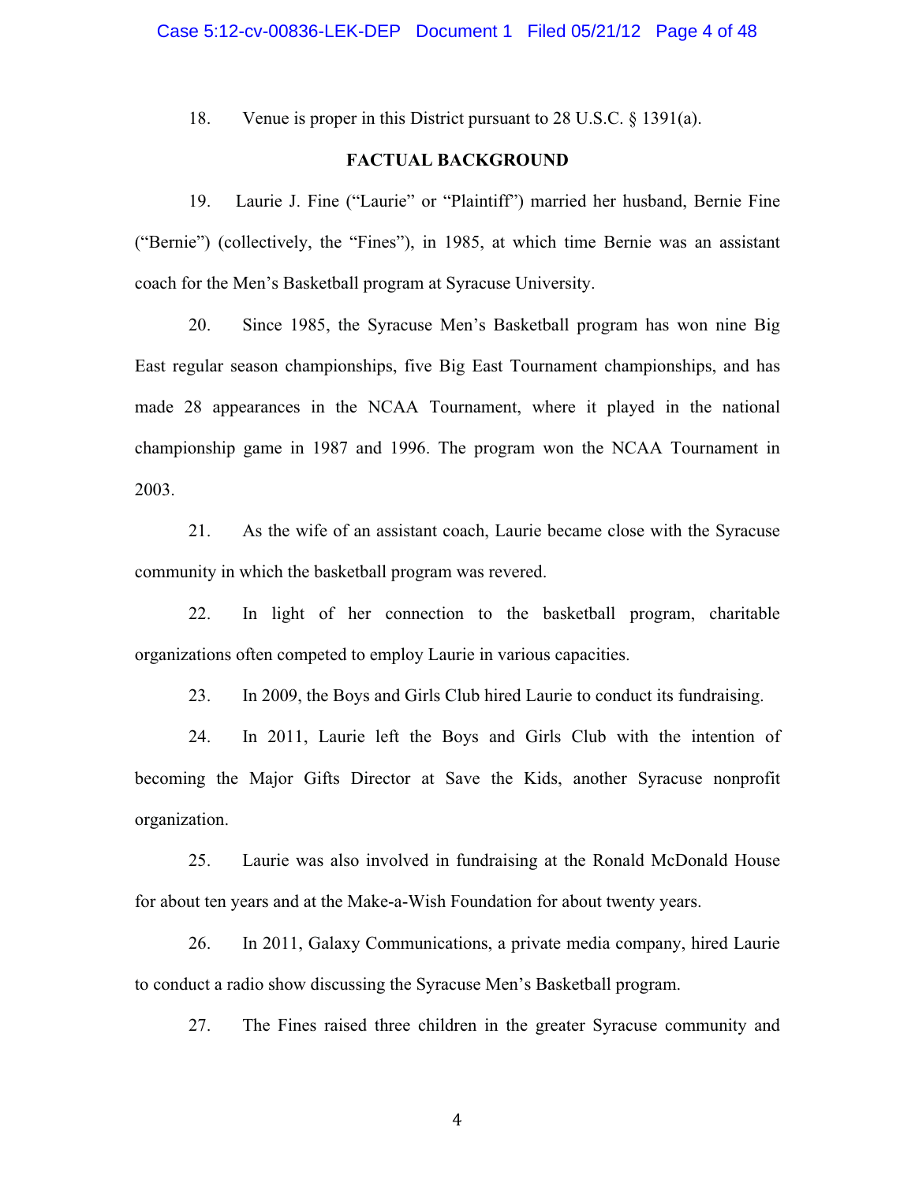18. Venue is proper in this District pursuant to 28 U.S.C. § 1391(a).

## FACTUAL BACKGROUND

19. Laurie J. Fine ("Laurie" or "Plaintiff") married her husband, Bernie Fine ("Bernie") (collectively, the "Fines"), in 1985, at which time Bernie was an assistant coach for the Men's Basketball program at Syracuse University.

20. Since 1985, the Syracuse Men's Basketball program has won nine Big East regular season championships, five Big East Tournament championships, and has made 28 appearances in the NCAA Tournament, where it played in the national championship game in 1987 and 1996. The program won the NCAA Tournament in 2003.

21. As the wife of an assistant coach, Laurie became close with the Syracuse community in which the basketball program was revered.

22. In light of her connection to the basketball program, charitable organizations often competed to employ Laurie in various capacities.

23. In 2009, the Boys and Girls Club hired Laurie to conduct its fundraising.

24. In 2011, Laurie left the Boys and Girls Club with the intention of becoming the Major Gifts Director at Save the Kids, another Syracuse nonprofit organization.

25. Laurie was also involved in fundraising at the Ronald McDonald House for about ten years and at the Make-a-Wish Foundation for about twenty years.

26. In 2011, Galaxy Communications, a private media company, hired Laurie to conduct a radio show discussing the Syracuse Men's Basketball program.

27. The Fines raised three children in the greater Syracuse community and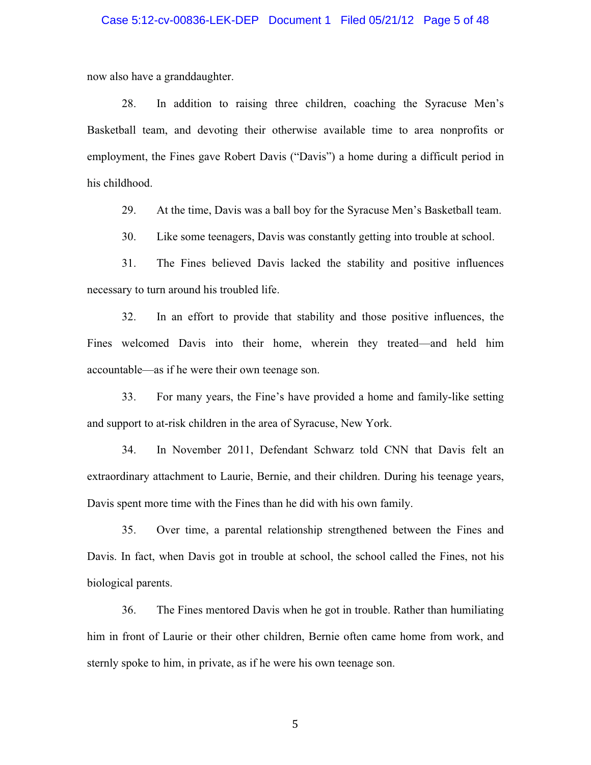now also have a granddaughter.

28. In addition to raising three children, coaching the Syracuse Men's Basketball team, and devoting their otherwise available time to area nonprofits or employment, the Fines gave Robert Davis ("Davis") a home during a difficult period in his childhood.

29. At the time, Davis was a ball boy for the Syracuse Men's Basketball team.

30. Like some teenagers, Davis was constantly getting into trouble at school.

31. The Fines believed Davis lacked the stability and positive influences necessary to turn around his troubled life.

32. In an effort to provide that stability and those positive influences, the Fines welcomed Davis into their home, wherein they treated—and held him accountable—as if he were their own teenage son.

33. For many years, the Fine's have provided a home and family-like setting and support to at-risk children in the area of Syracuse, New York.

34. In November 2011, Defendant Schwarz told CNN that Davis felt an extraordinary attachment to Laurie, Bernie, and their children. During his teenage years, Davis spent more time with the Fines than he did with his own family.

35. Over time, a parental relationship strengthened between the Fines and Davis. In fact, when Davis got in trouble at school, the school called the Fines, not his biological parents.

36. The Fines mentored Davis when he got in trouble. Rather than humiliating him in front of Laurie or their other children, Bernie often came home from work, and sternly spoke to him, in private, as if he were his own teenage son.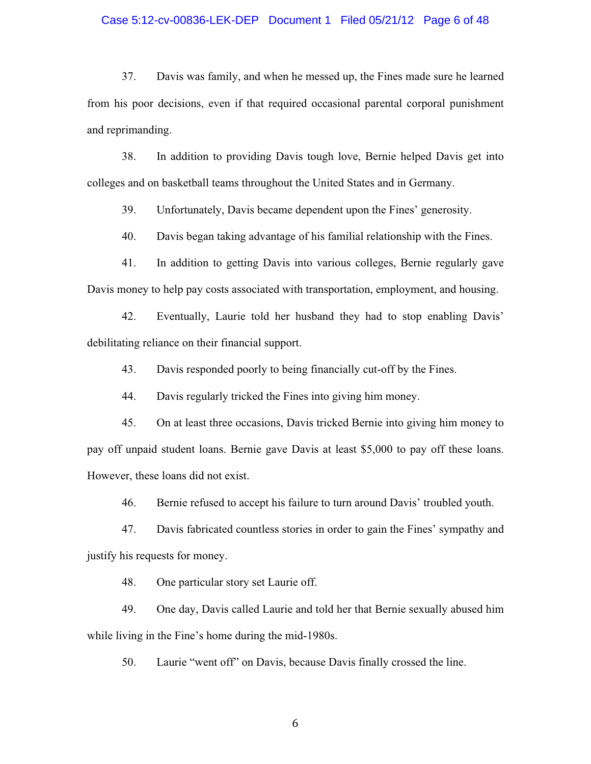37. Davis was family, and when he messed up, the Fines made sure he learned from his poor decisions, even if that required occasional parental corporal punishment and reprimanding.

38. In addition to providing Davis tough love, Bernie helped Davis get into colleges and on basketball teams throughout the United States and in Germany.

39. Unfortunately, Davis became dependent upon the Fines' generosity.

40. Davis began taking advantage of his familial relationship with the Fines.

41. In addition to getting Davis into various colleges, Bernie regularly gave Davis money to help pay costs associated with transportation, employment, and housing.

42. Eventually, Laurie told her husband they had to stop enabling Davis' debilitating reliance on their financial support.

43. Davis responded poorly to being financially cut-off by the Fines.

44. Davis regularly tricked the Fines into giving him money.

45. On at least three occasions, Davis tricked Bernie into giving him money to pay off unpaid student loans. Bernie gave Davis at least $5,000 to pay off these loans. However, these loans did not exist.

46. Bernie refused to accept his failure to turn around Davis' troubled youth.

47. Davis fabricated countless stories in order to gain the Fines' sympathy and justify his requests for money.

48. One particular story set Laurie off.

49. One day, Davis called Laurie and told her that Bernie sexually abused him while living in the Fine's home during the mid-1980s.

50. Laurie "went off" on Davis, because Davis finally crossed the line.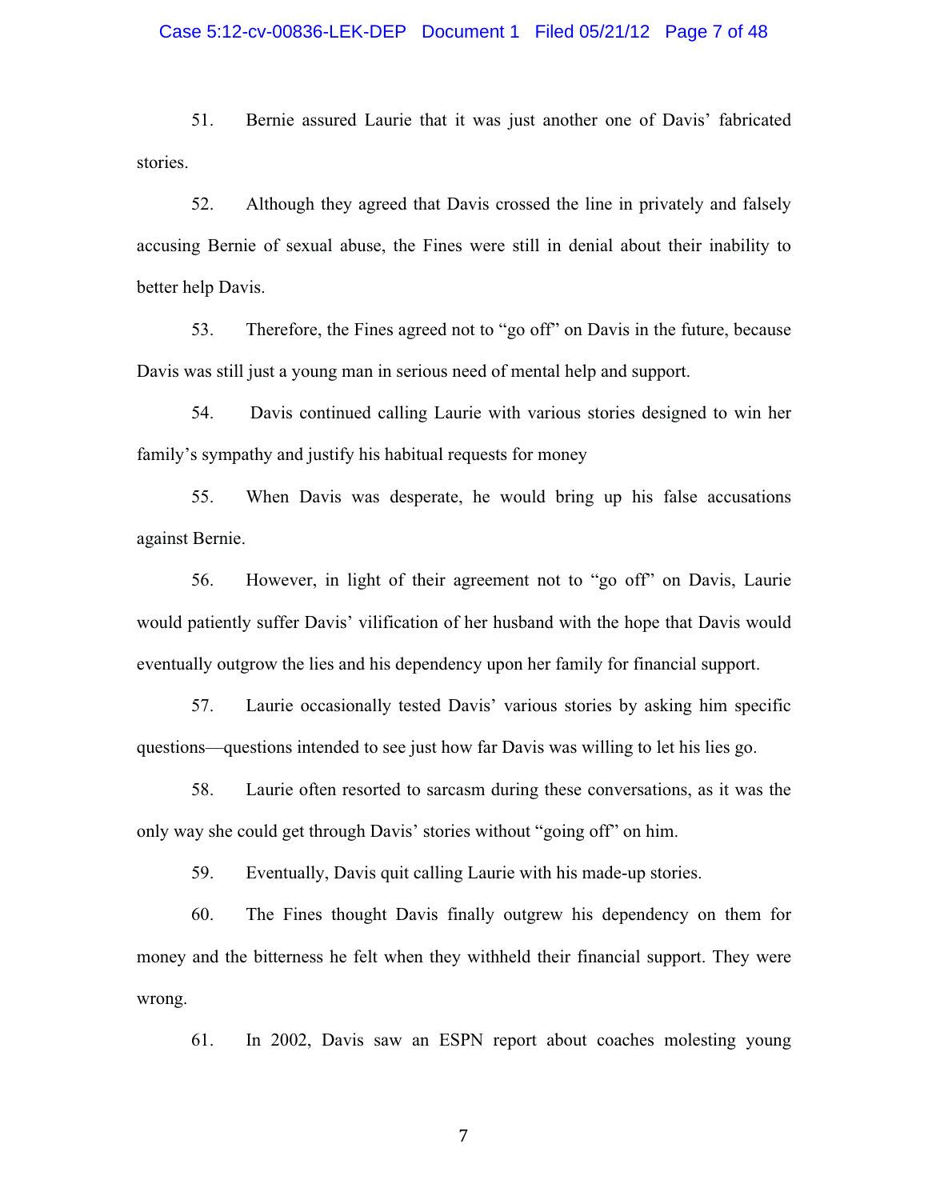51. Bernie assured Laurie that it was just another one of Davis' fabricated stories.

52. Although they agreed that Davis crossed the line in privately and falsely accusing Bernie of sexual abuse, the Fines were still in denial about their inability to better help Davis.

53. Therefore, the Fines agreed not to "go off" on Davis in the future, because Davis was still just a young man in serious need of mental help and support.

54. Davis continued calling Laurie with various stories designed to win her family's sympathy and justify his habitual requests for money

55. When Davis was desperate, he would bring up his false accusations against Bernie.

56. However, in light of their agreement not to "go off" on Davis, Laurie would patiently suffer Davis' vilification of her husband with the hope that Davis would eventually outgrow the lies and his dependency upon her family for financial support.

57. Laurie occasionally tested Davis' various stories by asking him specific questions—questions intended to see just how far Davis was willing to let his lies go.

58. Laurie often resorted to sarcasm during these conversations, as it was the only way she could get through Davis' stories without "going off" on him.

59. Eventually, Davis quit calling Laurie with his made-up stories.

60. The Fines thought Davis finally outgrew his dependency on them for money and the bitterness he felt when they withheld their financial support. They were wrong.

61. In 2002, Davis saw an ESPN report about coaches molesting young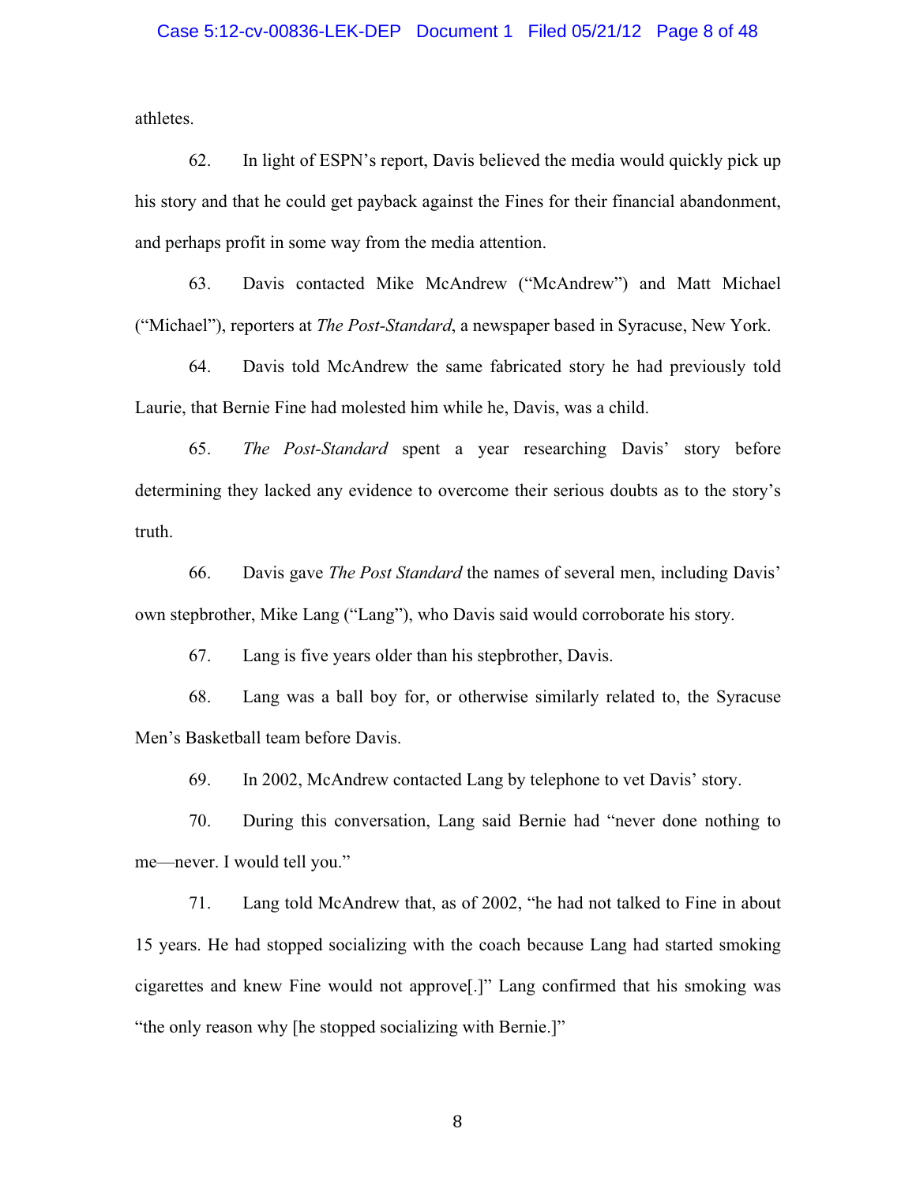athletes.

62. In light of ESPN's report, Davis believed the media would quickly pick up his story and that he could get payback against the Fines for their financial abandonment, and perhaps profit in some way from the media attention.

63. Davis contacted Mike McAndrew ("McAndrew") and Matt Michael ("Michael"), reporters at *The Post-Standard*, a newspaper based in Syracuse, New York.

64. Davis told McAndrew the same fabricated story he had previously told Laurie, that Bernie Fine had molested him while he, Davis, was a child.

65. *The Post-Standard* spent a year researching Davis' story before determining they lacked any evidence to overcome their serious doubts as to the story's truth.

66. Davis gave *The Post Standard* the names of several men, including Davis' own stepbrother, Mike Lang ("Lang"), who Davis said would corroborate his story.

67. Lang is five years older than his stepbrother, Davis.

68. Lang was a ball boy for, or otherwise similarly related to, the Syracuse Men's Basketball team before Davis.

69. In 2002, McAndrew contacted Lang by telephone to vet Davis' story.

70. During this conversation, Lang said Bernie had "never done nothing to me—never. I would tell you."

71. Lang told McAndrew that, as of 2002, "he had not talked to Fine in about 15 years. He had stopped socializing with the coach because Lang had started smoking cigarettes and knew Fine would not approve[.]" Lang confirmed that his smoking was "the only reason why [he stopped socializing with Bernie.]"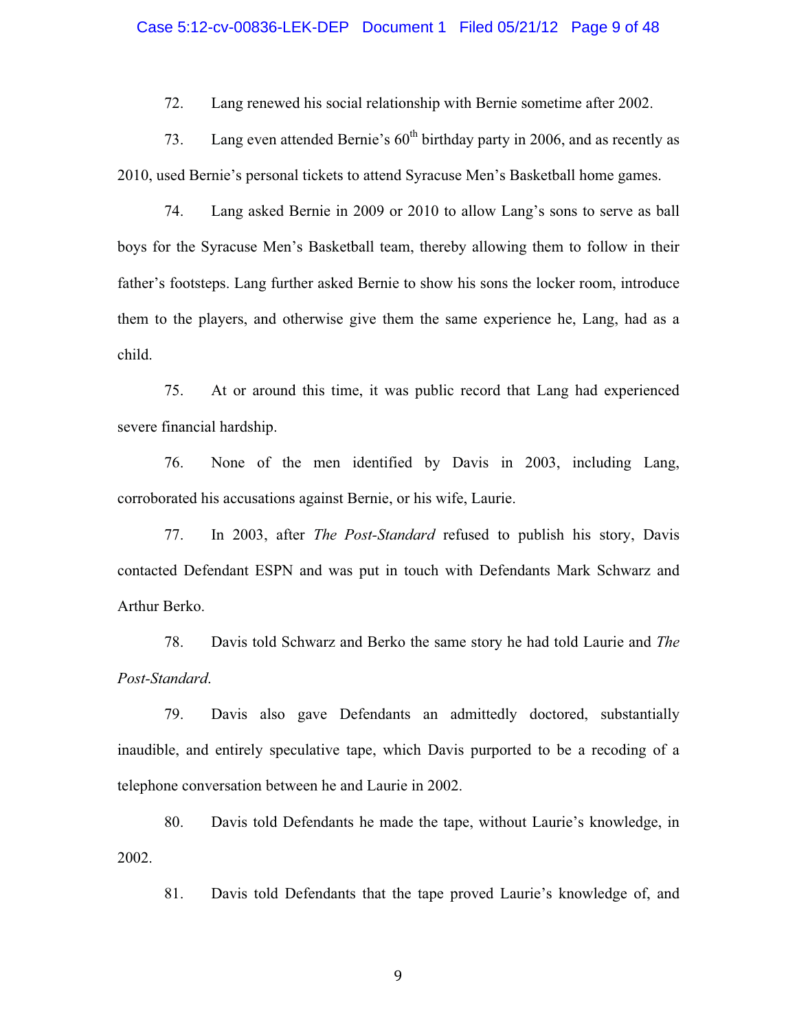72. Lang renewed his social relationship with Bernie sometime after 2002.

73. Lang even attended Bernie's 60th birthday party in 2006, and as recently as 2010, used Bernie's personal tickets to attend Syracuse Men's Basketball home games.

74. Lang asked Bernie in 2009 or 2010 to allow Lang's sons to serve as ball boys for the Syracuse Men's Basketball team, thereby allowing them to follow in their father's footsteps. Lang further asked Bernie to show his sons the locker room, introduce them to the players, and otherwise give them the same experience he, Lang, had as a child.

75. At or around this time, it was public record that Lang had experienced severe financial hardship.

76. None of the men identified by Davis in 2003, including Lang, corroborated his accusations against Bernie, or his wife, Laurie.

77. In 2003, after *The Post-Standard* refused to publish his story, Davis contacted Defendant ESPN and was put in touch with Defendants Mark Schwarz and Arthur Berko.

78. Davis told Schwarz and Berko the same story he had told Laurie and *The Post-Standard*.

79. Davis also gave Defendants an admittedly doctored, substantially inaudible, and entirely speculative tape, which Davis purported to be a recoding of a telephone conversation between he and Laurie in 2002.

80. Davis told Defendants he made the tape, without Laurie's knowledge, in 2002.

81. Davis told Defendants that the tape proved Laurie's knowledge of, and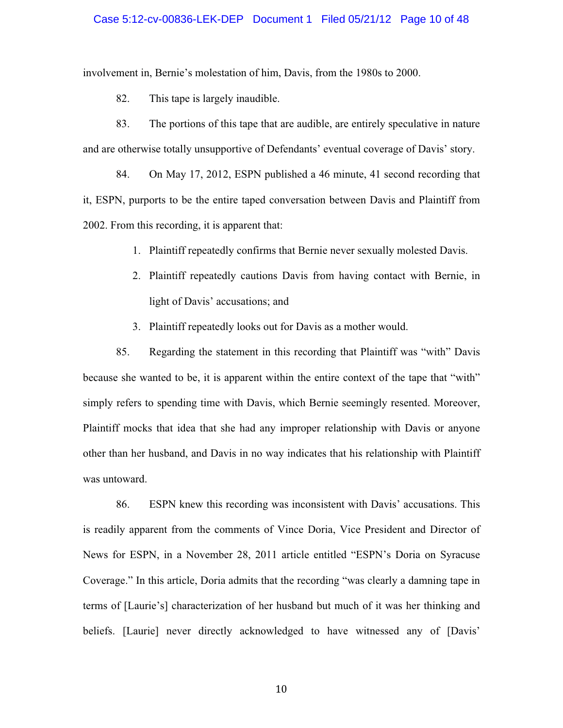involvement in, Bernie's molestation of him, Davis, from the 1980s to 2000.

82. This tape is largely inaudible.

83. The portions of this tape that are audible, are entirely speculative in nature and are otherwise totally unsupportive of Defendants' eventual coverage of Davis' story.

84. On May 17, 2012, ESPN published a 46 minute, 41 second recording that it, ESPN, purports to be the entire taped conversation between Davis and Plaintiff from 2002. From this recording, it is apparent that:

1. Plaintiff repeatedly confirms that Bernie never sexually molested Davis.
2. Plaintiff repeatedly cautions Davis from having contact with Bernie, in light of Davis' accusations; and
3. Plaintiff repeatedly looks out for Davis as a mother would.

85. Regarding the statement in this recording that Plaintiff was "with" Davis because she wanted to be, it is apparent within the entire context of the tape that "with" simply refers to spending time with Davis, which Bernie seemingly resented. Moreover, Plaintiff mocks that idea that she had any improper relationship with Davis or anyone other than her husband, and Davis in no way indicates that his relationship with Plaintiff was untoward.

86. ESPN knew this recording was inconsistent with Davis' accusations. This is readily apparent from the comments of Vince Doria, Vice President and Director of News for ESPN, in a November 28, 2011 article entitled "ESPN's Doria on Syracuse Coverage." In this article, Doria admits that the recording "was clearly a damning tape in terms of [Laurie's] characterization of her husband but much of it was her thinking and beliefs. [Laurie] never directly acknowledged to have witnessed any of [Davis'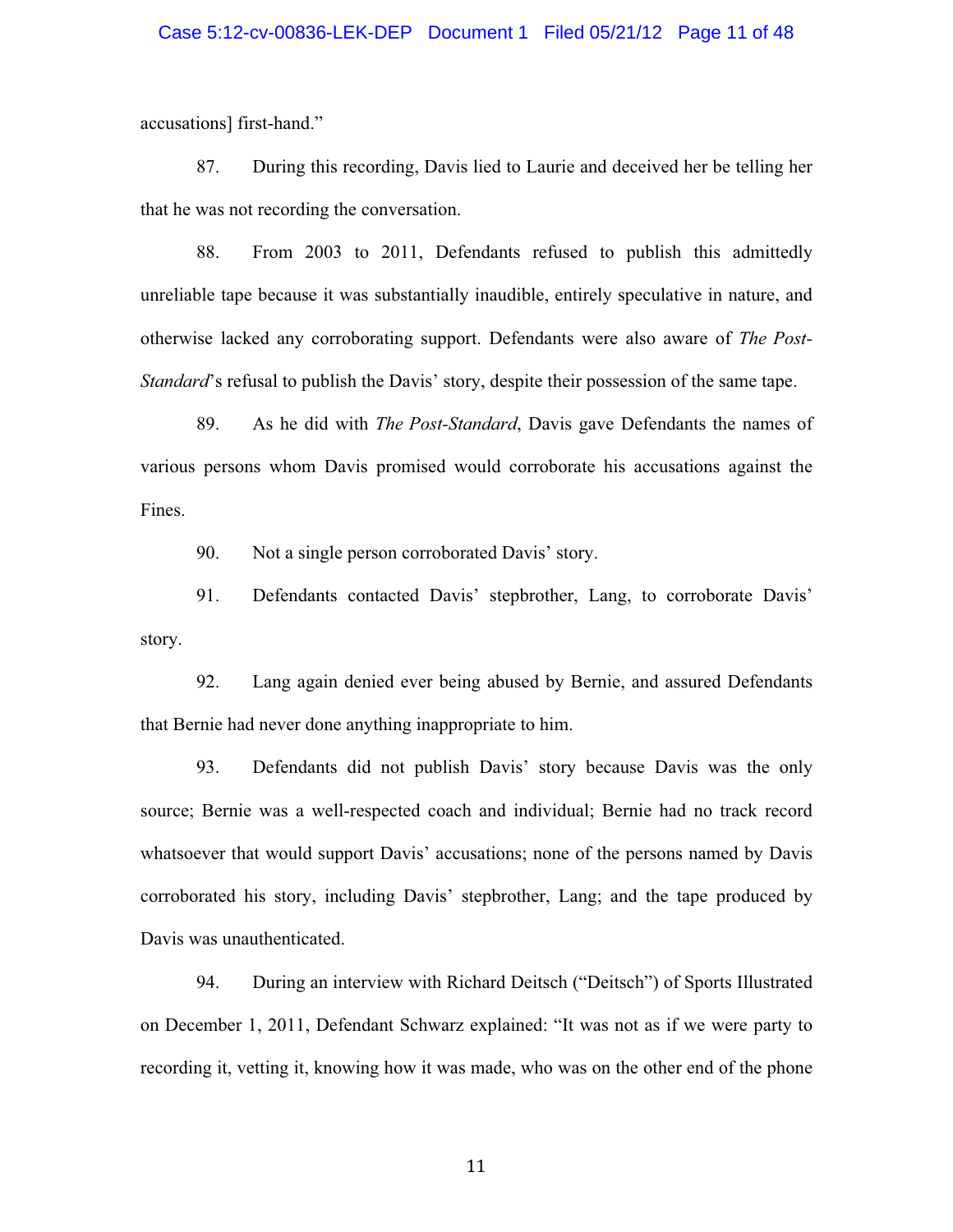accusations] first-hand."

87. During this recording, Davis lied to Laurie and deceived her be telling her that he was not recording the conversation.

88. From 2003 to 2011, Defendants refused to publish this admittedly unreliable tape because it was substantially inaudible, entirely speculative in nature, and otherwise lacked any corroborating support. Defendants were also aware of *The Post-Standard*'s refusal to publish the Davis' story, despite their possession of the same tape.

89. As he did with *The Post-Standard*, Davis gave Defendants the names of various persons whom Davis promised would corroborate his accusations against the Fines.

90. Not a single person corroborated Davis' story.

91. Defendants contacted Davis' stepbrother, Lang, to corroborate Davis' story.

92. Lang again denied ever being abused by Bernie, and assured Defendants that Bernie had never done anything inappropriate to him.

93. Defendants did not publish Davis' story because Davis was the only source; Bernie was a well-respected coach and individual; Bernie had no track record whatsoever that would support Davis' accusations; none of the persons named by Davis corroborated his story, including Davis' stepbrother, Lang; and the tape produced by Davis was unauthenticated.

94. During an interview with Richard Deitsch ("Deitsch") of Sports Illustrated on December 1, 2011, Defendant Schwarz explained: "It was not as if we were party to recording it, vetting it, knowing how it was made, who was on the other end of the phone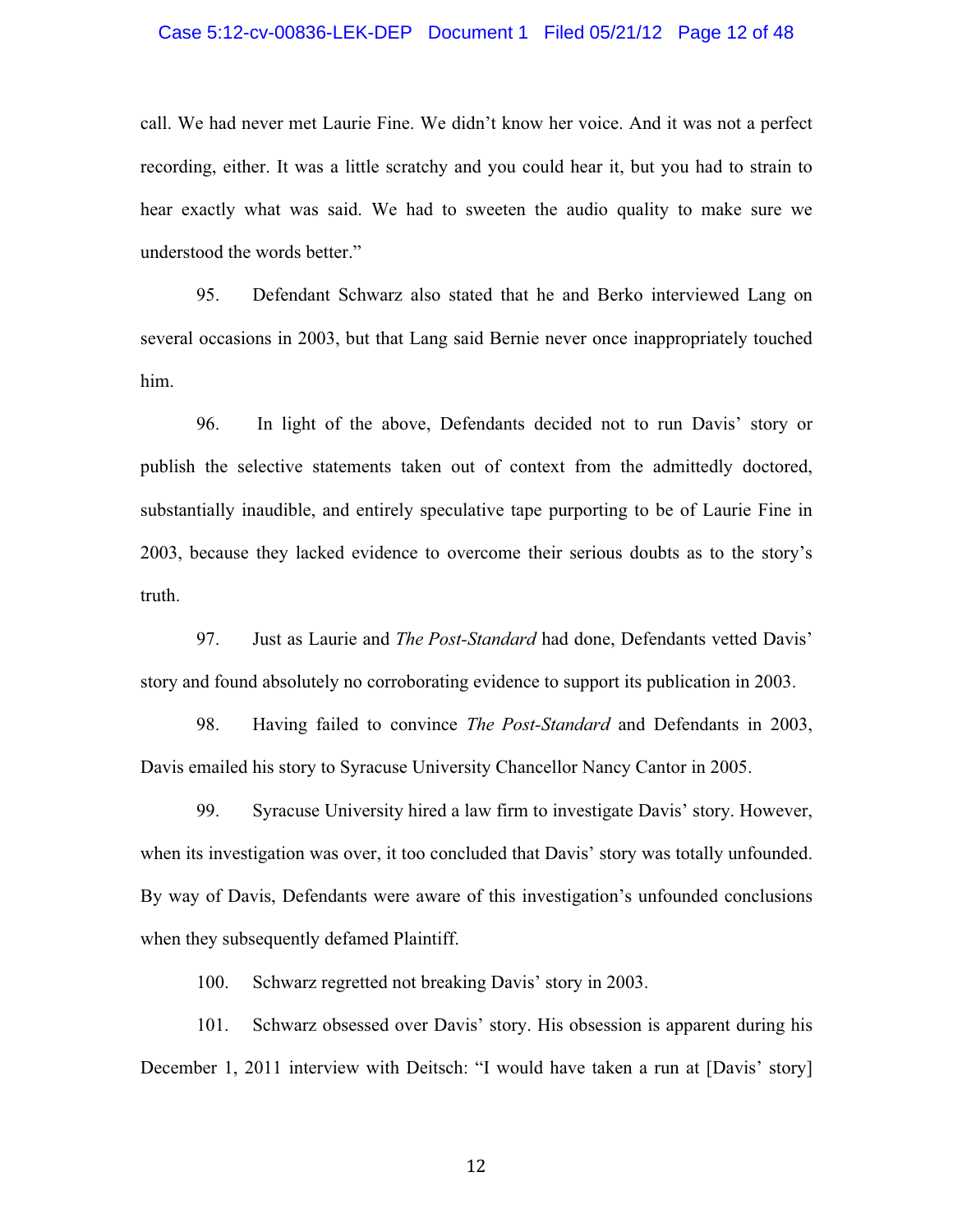call. We had never met Laurie Fine. We didn't know her voice. And it was not a perfect recording, either. It was a little scratchy and you could hear it, but you had to strain to hear exactly what was said. We had to sweeten the audio quality to make sure we understood the words better."

95. Defendant Schwarz also stated that he and Berko interviewed Lang on several occasions in 2003, but that Lang said Bernie never once inappropriately touched him.

96. In light of the above, Defendants decided not to run Davis' story or publish the selective statements taken out of context from the admittedly doctored, substantially inaudible, and entirely speculative tape purporting to be of Laurie Fine in 2003, because they lacked evidence to overcome their serious doubts as to the story's truth.

97. Just as Laurie and *The Post-Standard* had done, Defendants vetted Davis' story and found absolutely no corroborating evidence to support its publication in 2003.

98. Having failed to convince *The Post-Standard* and Defendants in 2003, Davis emailed his story to Syracuse University Chancellor Nancy Cantor in 2005.

99. Syracuse University hired a law firm to investigate Davis' story. However, when its investigation was over, it too concluded that Davis' story was totally unfounded. By way of Davis, Defendants were aware of this investigation's unfounded conclusions when they subsequently defamed Plaintiff.

100. Schwarz regretted not breaking Davis' story in 2003.

101. Schwarz obsessed over Davis' story. His obsession is apparent during his December 1, 2011 interview with Deitsch: "I would have taken a run at [Davis' story]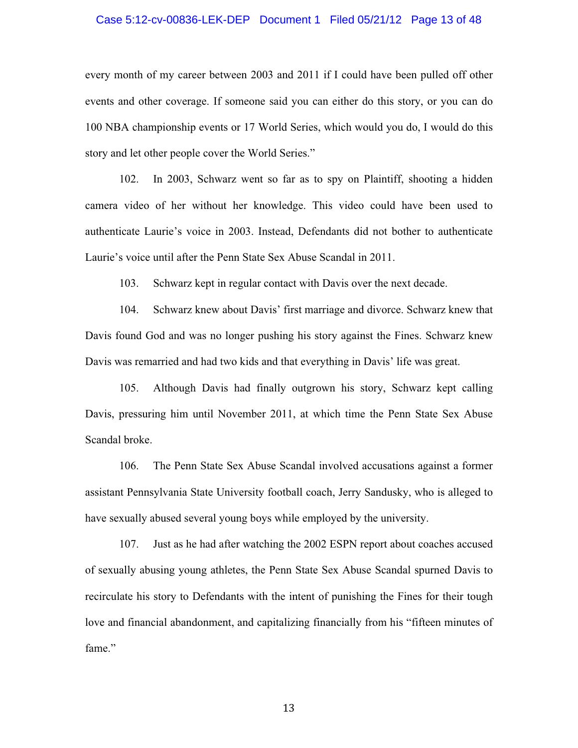every month of my career between 2003 and 2011 if I could have been pulled off other events and other coverage. If someone said you can either do this story, or you can do 100 NBA championship events or 17 World Series, which would you do, I would do this story and let other people cover the World Series."

102. In 2003, Schwarz went so far as to spy on Plaintiff, shooting a hidden camera video of her without her knowledge. This video could have been used to authenticate Laurie's voice in 2003. Instead, Defendants did not bother to authenticate Laurie's voice until after the Penn State Sex Abuse Scandal in 2011.

103. Schwarz kept in regular contact with Davis over the next decade.

104. Schwarz knew about Davis' first marriage and divorce. Schwarz knew that Davis found God and was no longer pushing his story against the Fines. Schwarz knew Davis was remarried and had two kids and that everything in Davis' life was great.

105. Although Davis had finally outgrown his story, Schwarz kept calling Davis, pressuring him until November 2011, at which time the Penn State Sex Abuse Scandal broke.

106. The Penn State Sex Abuse Scandal involved accusations against a former assistant Pennsylvania State University football coach, Jerry Sandusky, who is alleged to have sexually abused several young boys while employed by the university.

107. Just as he had after watching the 2002 ESPN report about coaches accused of sexually abusing young athletes, the Penn State Sex Abuse Scandal spurned Davis to recirculate his story to Defendants with the intent of punishing the Fines for their tough love and financial abandonment, and capitalizing financially from his "fifteen minutes of fame."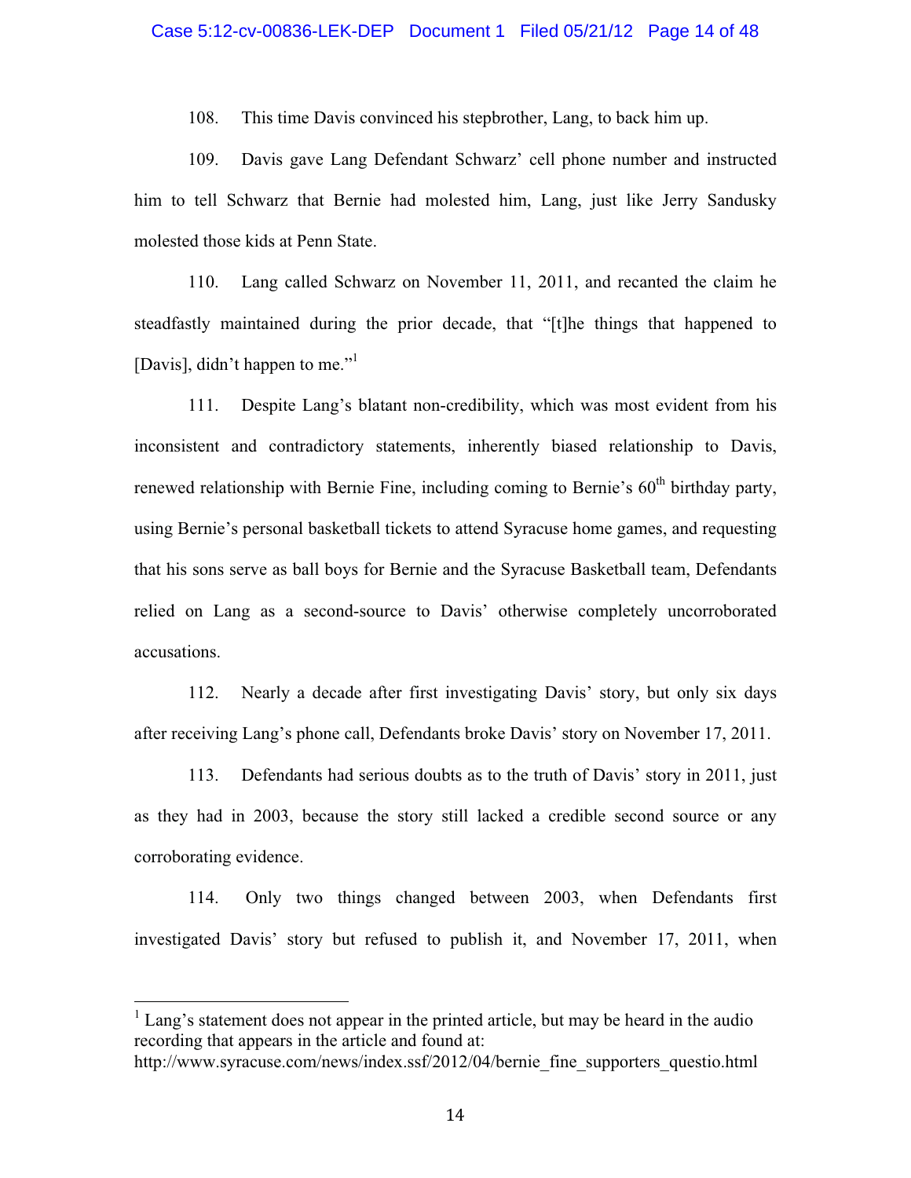108. This time Davis convinced his stepbrother, Lang, to back him up.

109. Davis gave Lang Defendant Schwarz' cell phone number and instructed him to tell Schwarz that Bernie had molested him, Lang, just like Jerry Sandusky molested those kids at Penn State.

110. Lang called Schwarz on November 11, 2011, and recanted the claim he steadfastly maintained during the prior decade, that "[t]he things that happened to [Davis], didn't happen to me."[1]

111. Despite Lang's blatant non-credibility, which was most evident from his inconsistent and contradictory statements, inherently biased relationship to Davis, renewed relationship with Bernie Fine, including coming to Bernie's 60th birthday party, using Bernie's personal basketball tickets to attend Syracuse home games, and requesting that his sons serve as ball boys for Bernie and the Syracuse Basketball team, Defendants relied on Lang as a second-source to Davis' otherwise completely uncorroborated accusations.

112. Nearly a decade after first investigating Davis' story, but only six days after receiving Lang's phone call, Defendants broke Davis' story on November 17, 2011.

113. Defendants had serious doubts as to the truth of Davis' story in 2011, just as they had in 2003, because the story still lacked a credible second source or any corroborating evidence.

114. Only two things changed between 2003, when Defendants first investigated Davis' story but refused to publish it, and November 17, 2011, when

---

[1] Lang's statement does not appear in the printed article, but may be heard in the audio recording that appears in the article and found at: http://www.syracuse.com/news/index.ssf/2012/04/bernie_fine_supporters_questio.html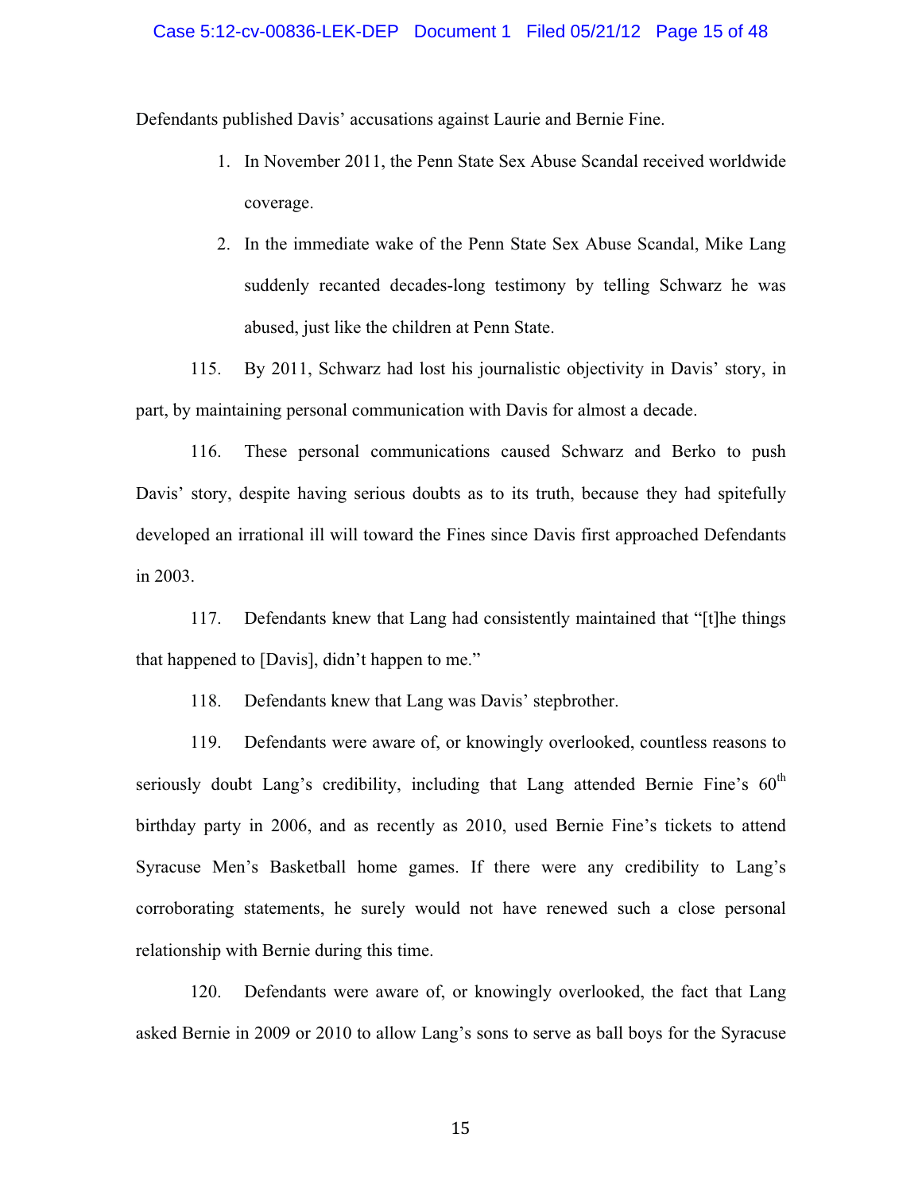Defendants published Davis' accusations against Laurie and Bernie Fine.

1. In November 2011, the Penn State Sex Abuse Scandal received worldwide coverage.

2. In the immediate wake of the Penn State Sex Abuse Scandal, Mike Lang suddenly recanted decades-long testimony by telling Schwarz he was abused, just like the children at Penn State.

115. By 2011, Schwarz had lost his journalistic objectivity in Davis' story, in part, by maintaining personal communication with Davis for almost a decade.

116. These personal communications caused Schwarz and Berko to push Davis' story, despite having serious doubts as to its truth, because they had spitefully developed an irrational ill will toward the Fines since Davis first approached Defendants in 2003.

117. Defendants knew that Lang had consistently maintained that "[t]he things that happened to [Davis], didn't happen to me."

118. Defendants knew that Lang was Davis' stepbrother.

119. Defendants were aware of, or knowingly overlooked, countless reasons to seriously doubt Lang's credibility, including that Lang attended Bernie Fine's 60th birthday party in 2006, and as recently as 2010, used Bernie Fine's tickets to attend Syracuse Men's Basketball home games. If there were any credibility to Lang's corroborating statements, he surely would not have renewed such a close personal relationship with Bernie during this time.

120. Defendants were aware of, or knowingly overlooked, the fact that Lang asked Bernie in 2009 or 2010 to allow Lang's sons to serve as ball boys for the Syracuse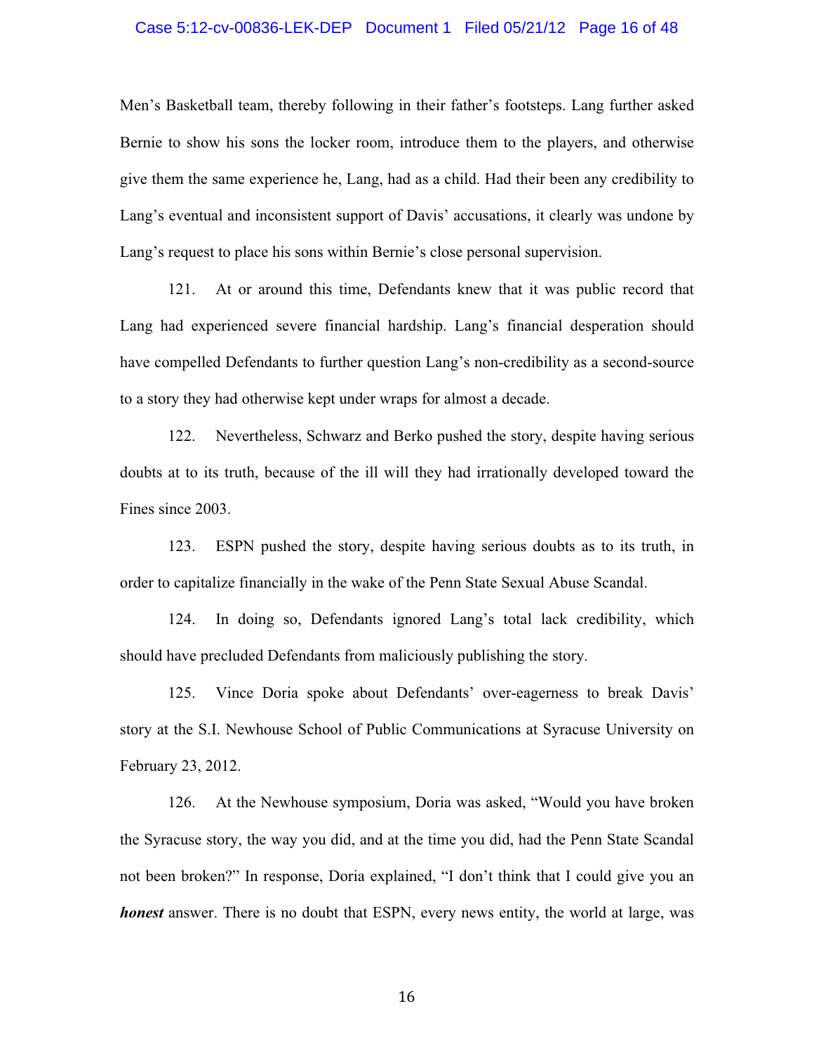Men's Basketball team, thereby following in their father's footsteps. Lang further asked Bernie to show his sons the locker room, introduce them to the players, and otherwise give them the same experience he, Lang, had as a child. Had their been any credibility to Lang's eventual and inconsistent support of Davis' accusations, it clearly was undone by Lang's request to place his sons within Bernie's close personal supervision.

121. At or around this time, Defendants knew that it was public record that Lang had experienced severe financial hardship. Lang's financial desperation should have compelled Defendants to further question Lang's non-credibility as a second-source to a story they had otherwise kept under wraps for almost a decade.

122. Nevertheless, Schwarz and Berko pushed the story, despite having serious doubts at to its truth, because of the ill will they had irrationally developed toward the Fines since 2003.

123. ESPN pushed the story, despite having serious doubts as to its truth, in order to capitalize financially in the wake of the Penn State Sexual Abuse Scandal.

124. In doing so, Defendants ignored Lang's total lack credibility, which should have precluded Defendants from maliciously publishing the story.

125. Vince Doria spoke about Defendants' over-eagerness to break Davis' story at the S.I. Newhouse School of Public Communications at Syracuse University on February 23, 2012.

126. At the Newhouse symposium, Doria was asked, "Would you have broken the Syracuse story, the way you did, and at the time you did, had the Penn State Scandal not been broken?" In response, Doria explained, "I don't think that I could give you an ***honest*** answer. There is no doubt that ESPN, every news entity, the world at large, was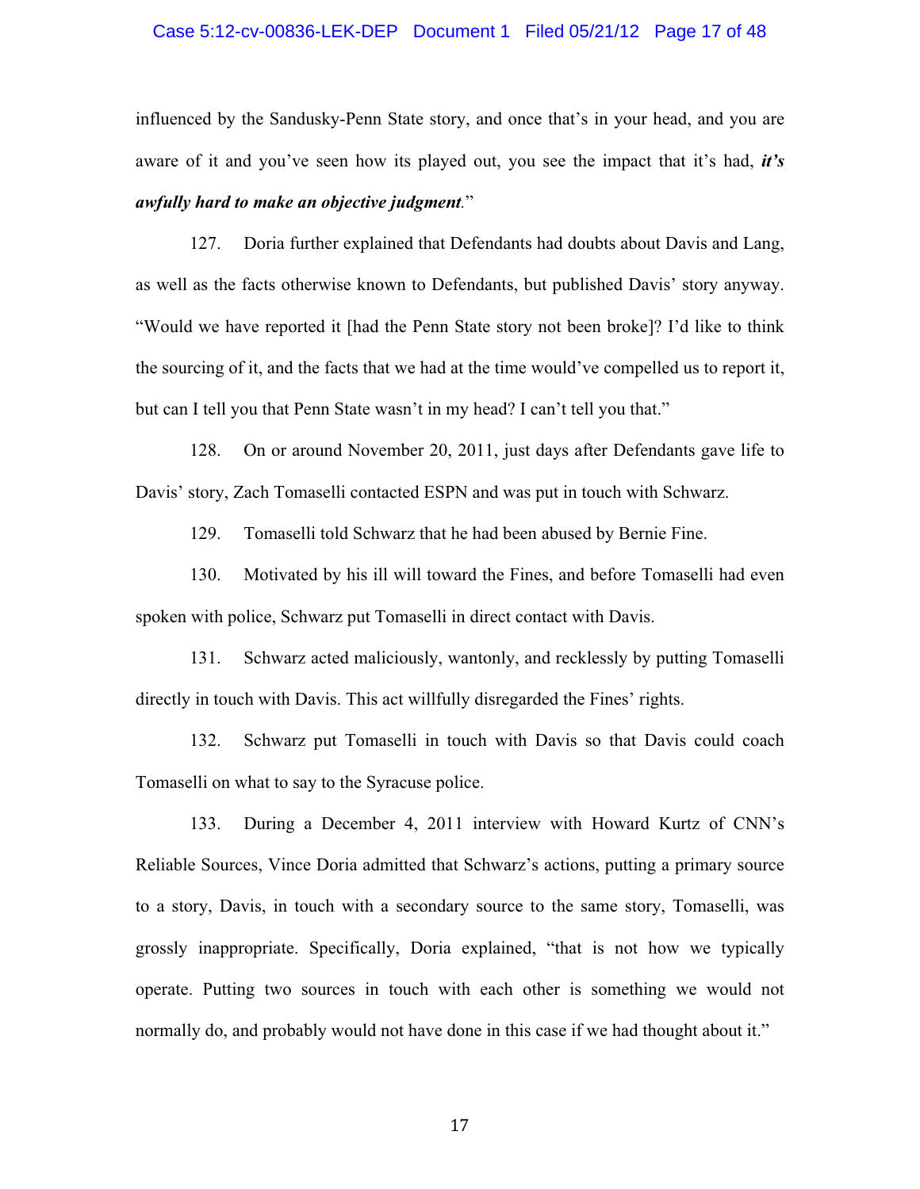influenced by the Sandusky-Penn State story, and once that's in your head, and you are aware of it and you've seen how its played out, you see the impact that it's had, ***it's awfully hard to make an objective judgment**.*"

127. Doria further explained that Defendants had doubts about Davis and Lang, as well as the facts otherwise known to Defendants, but published Davis' story anyway. "Would we have reported it [had the Penn State story not been broke]? I'd like to think the sourcing of it, and the facts that we had at the time would've compelled us to report it, but can I tell you that Penn State wasn't in my head? I can't tell you that."

128. On or around November 20, 2011, just days after Defendants gave life to Davis' story, Zach Tomaselli contacted ESPN and was put in touch with Schwarz.

129. Tomaselli told Schwarz that he had been abused by Bernie Fine.

130. Motivated by his ill will toward the Fines, and before Tomaselli had even spoken with police, Schwarz put Tomaselli in direct contact with Davis.

131. Schwarz acted maliciously, wantonly, and recklessly by putting Tomaselli directly in touch with Davis. This act willfully disregarded the Fines' rights.

132. Schwarz put Tomaselli in touch with Davis so that Davis could coach Tomaselli on what to say to the Syracuse police.

133. During a December 4, 2011 interview with Howard Kurtz of CNN's Reliable Sources, Vince Doria admitted that Schwarz's actions, putting a primary source to a story, Davis, in touch with a secondary source to the same story, Tomaselli, was grossly inappropriate. Specifically, Doria explained, "that is not how we typically operate. Putting two sources in touch with each other is something we would not normally do, and probably would not have done in this case if we had thought about it."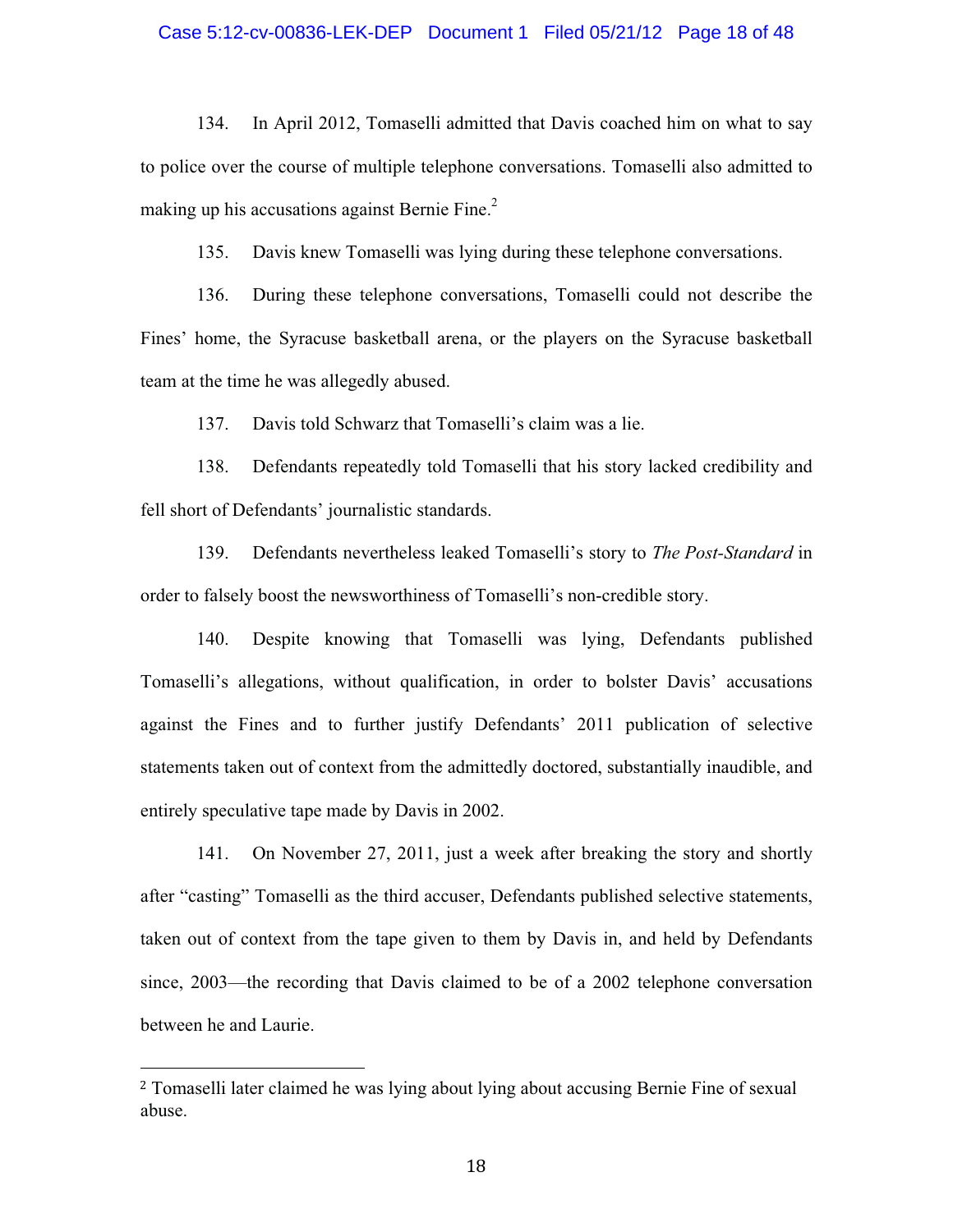134. In April 2012, Tomaselli admitted that Davis coached him on what to say to police over the course of multiple telephone conversations. Tomaselli also admitted to making up his accusations against Bernie Fine.[2]

135. Davis knew Tomaselli was lying during these telephone conversations.

136. During these telephone conversations, Tomaselli could not describe the Fines' home, the Syracuse basketball arena, or the players on the Syracuse basketball team at the time he was allegedly abused.

137. Davis told Schwarz that Tomaselli's claim was a lie.

138. Defendants repeatedly told Tomaselli that his story lacked credibility and fell short of Defendants' journalistic standards.

139. Defendants nevertheless leaked Tomaselli's story to *The Post-Standard* in order to falsely boost the newsworthiness of Tomaselli's non-credible story.

140. Despite knowing that Tomaselli was lying, Defendants published Tomaselli's allegations, without qualification, in order to bolster Davis' accusations against the Fines and to further justify Defendants' 2011 publication of selective statements taken out of context from the admittedly doctored, substantially inaudible, and entirely speculative tape made by Davis in 2002.

141. On November 27, 2011, just a week after breaking the story and shortly after "casting" Tomaselli as the third accuser, Defendants published selective statements, taken out of context from the tape given to them by Davis in, and held by Defendants since, 2003—the recording that Davis claimed to be of a 2002 telephone conversation between he and Laurie.

[2] Tomaselli later claimed he was lying about lying about accusing Bernie Fine of sexual abuse.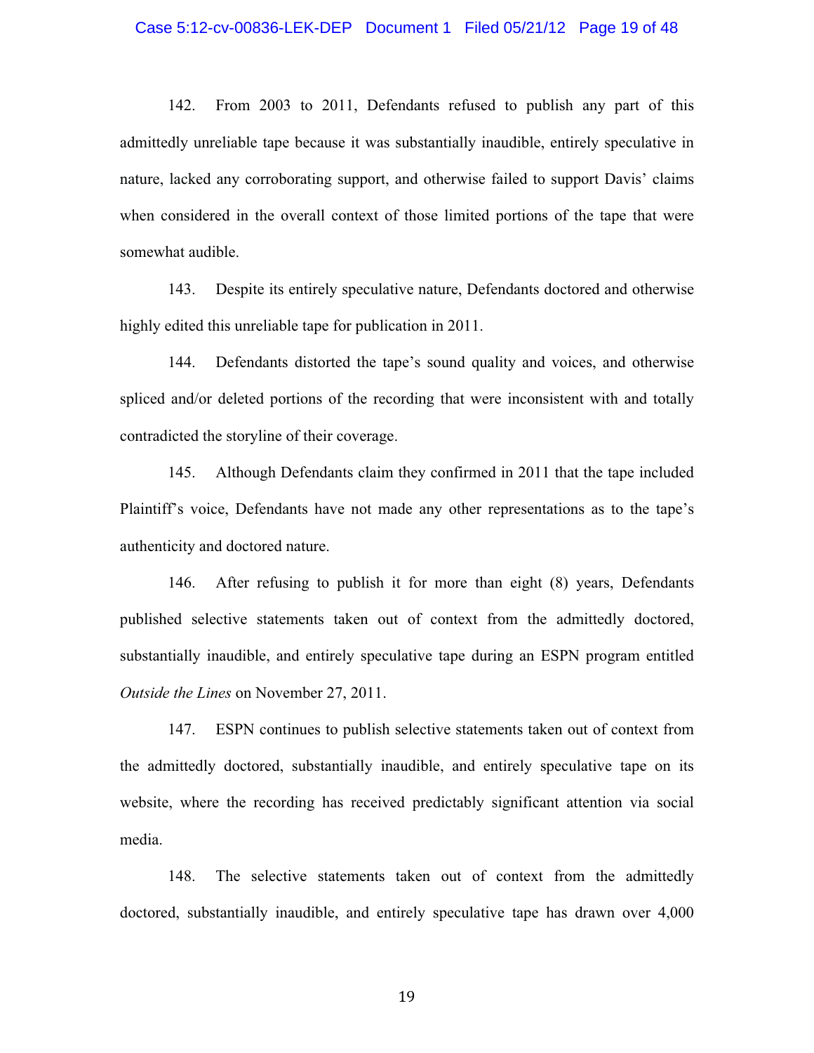142. From 2003 to 2011, Defendants refused to publish any part of this admittedly unreliable tape because it was substantially inaudible, entirely speculative in nature, lacked any corroborating support, and otherwise failed to support Davis' claims when considered in the overall context of those limited portions of the tape that were somewhat audible.

143. Despite its entirely speculative nature, Defendants doctored and otherwise highly edited this unreliable tape for publication in 2011.

144. Defendants distorted the tape's sound quality and voices, and otherwise spliced and/or deleted portions of the recording that were inconsistent with and totally contradicted the storyline of their coverage.

145. Although Defendants claim they confirmed in 2011 that the tape included Plaintiff's voice, Defendants have not made any other representations as to the tape's authenticity and doctored nature.

146. After refusing to publish it for more than eight (8) years, Defendants published selective statements taken out of context from the admittedly doctored, substantially inaudible, and entirely speculative tape during an ESPN program entitled *Outside the Lines* on November 27, 2011.

147. ESPN continues to publish selective statements taken out of context from the admittedly doctored, substantially inaudible, and entirely speculative tape on its website, where the recording has received predictably significant attention via social media.

148. The selective statements taken out of context from the admittedly doctored, substantially inaudible, and entirely speculative tape has drawn over 4,000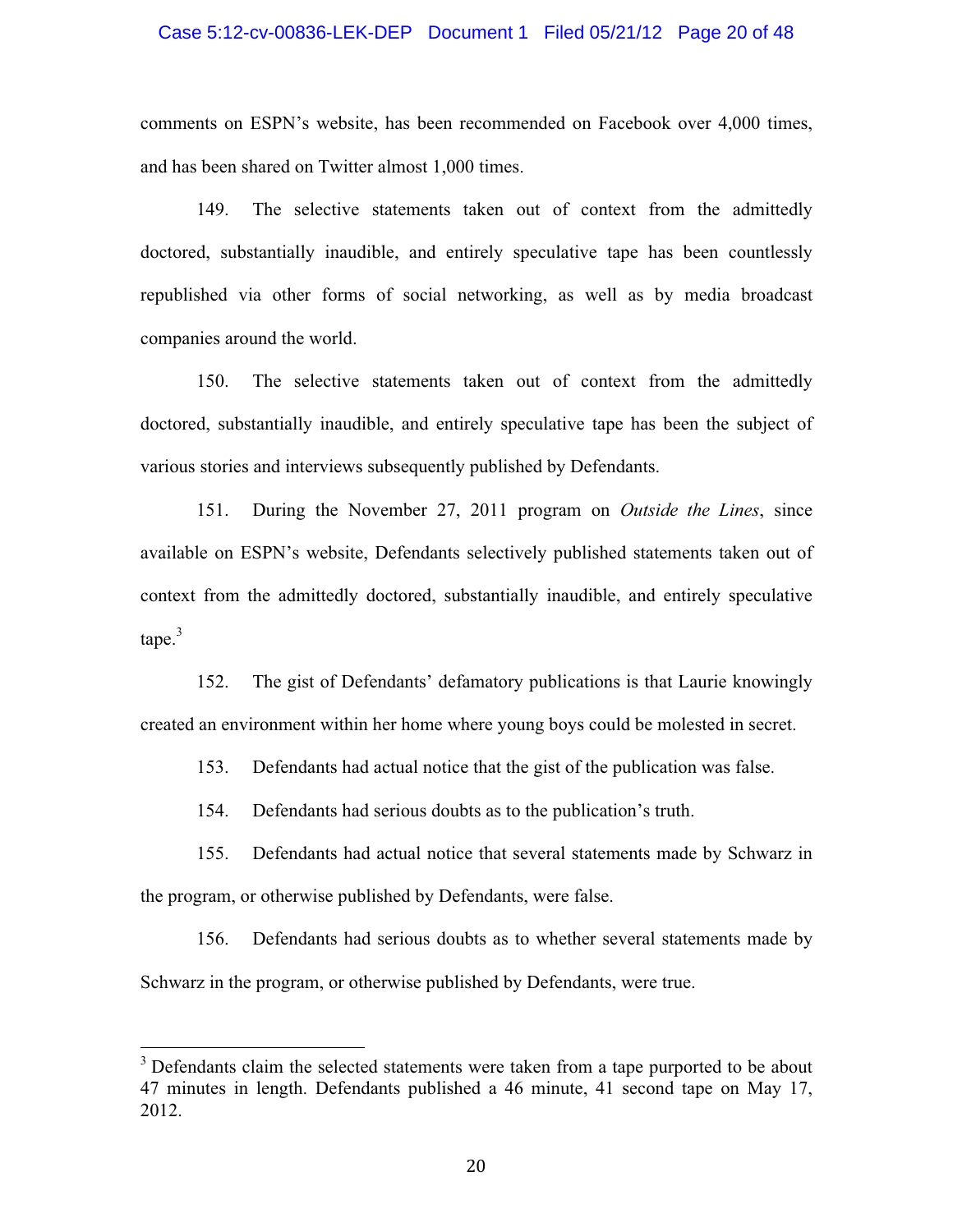comments on ESPN's website, has been recommended on Facebook over 4,000 times, and has been shared on Twitter almost 1,000 times.

149. The selective statements taken out of context from the admittedly doctored, substantially inaudible, and entirely speculative tape has been countlessly republished via other forms of social networking, as well as by media broadcast companies around the world.

150. The selective statements taken out of context from the admittedly doctored, substantially inaudible, and entirely speculative tape has been the subject of various stories and interviews subsequently published by Defendants.

151. During the November 27, 2011 program on *Outside the Lines*, since available on ESPN's website, Defendants selectively published statements taken out of context from the admittedly doctored, substantially inaudible, and entirely speculative tape.[3]

152. The gist of Defendants' defamatory publications is that Laurie knowingly created an environment within her home where young boys could be molested in secret.

153. Defendants had actual notice that the gist of the publication was false.

154. Defendants had serious doubts as to the publication's truth.

155. Defendants had actual notice that several statements made by Schwarz in the program, or otherwise published by Defendants, were false.

156. Defendants had serious doubts as to whether several statements made by Schwarz in the program, or otherwise published by Defendants, were true.

---

[3] Defendants claim the selected statements were taken from a tape purported to be about 47 minutes in length. Defendants published a 46 minute, 41 second tape on May 17, 2012.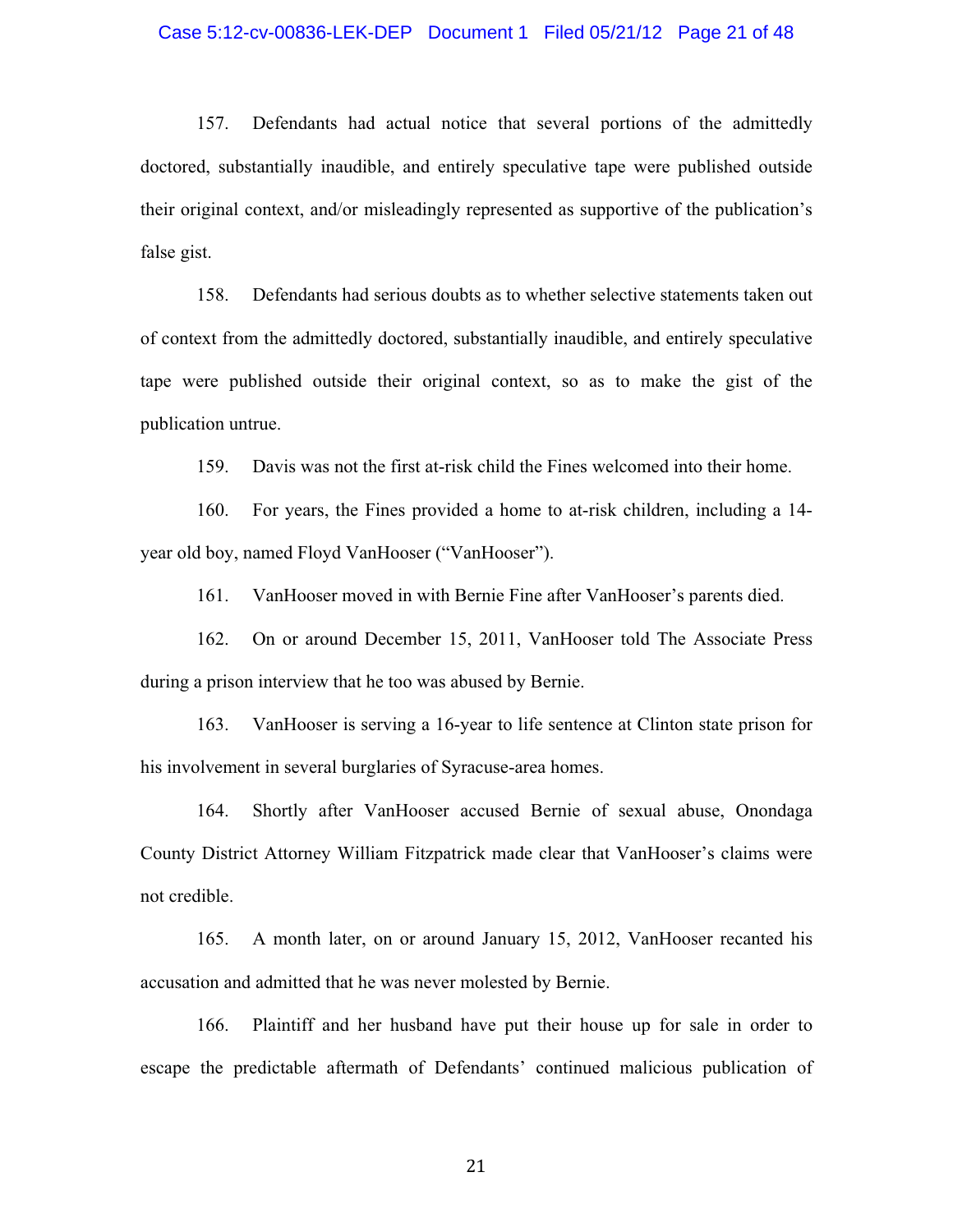157. Defendants had actual notice that several portions of the admittedly doctored, substantially inaudible, and entirely speculative tape were published outside their original context, and/or misleadingly represented as supportive of the publication's false gist.

158. Defendants had serious doubts as to whether selective statements taken out of context from the admittedly doctored, substantially inaudible, and entirely speculative tape were published outside their original context, so as to make the gist of the publication untrue.

159. Davis was not the first at-risk child the Fines welcomed into their home.

160. For years, the Fines provided a home to at-risk children, including a 14-year old boy, named Floyd VanHooser ("VanHooser").

161. VanHooser moved in with Bernie Fine after VanHooser's parents died.

162. On or around December 15, 2011, VanHooser told The Associate Press during a prison interview that he too was abused by Bernie.

163. VanHooser is serving a 16-year to life sentence at Clinton state prison for his involvement in several burglaries of Syracuse-area homes.

164. Shortly after VanHooser accused Bernie of sexual abuse, Onondaga County District Attorney William Fitzpatrick made clear that VanHooser's claims were not credible.

165. A month later, on or around January 15, 2012, VanHooser recanted his accusation and admitted that he was never molested by Bernie.

166. Plaintiff and her husband have put their house up for sale in order to escape the predictable aftermath of Defendants' continued malicious publication of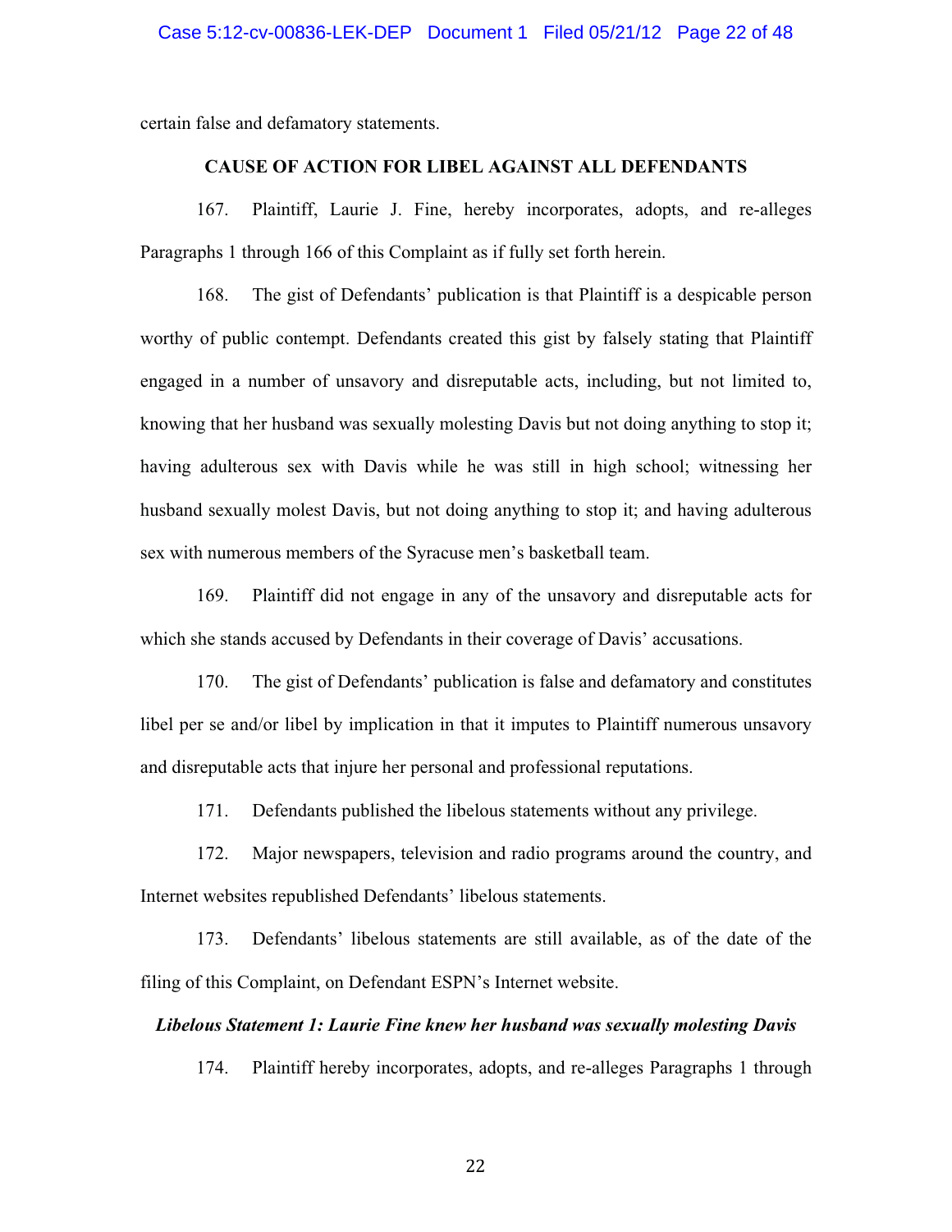certain false and defamatory statements.

**CAUSE OF ACTION FOR LIBEL AGAINST ALL DEFENDANTS**

167. Plaintiff, Laurie J. Fine, hereby incorporates, adopts, and re-alleges Paragraphs 1 through 166 of this Complaint as if fully set forth herein.

168. The gist of Defendants' publication is that Plaintiff is a despicable person worthy of public contempt. Defendants created this gist by falsely stating that Plaintiff engaged in a number of unsavory and disreputable acts, including, but not limited to, knowing that her husband was sexually molesting Davis but not doing anything to stop it; having adulterous sex with Davis while he was still in high school; witnessing her husband sexually molest Davis, but not doing anything to stop it; and having adulterous sex with numerous members of the Syracuse men's basketball team.

169. Plaintiff did not engage in any of the unsavory and disreputable acts for which she stands accused by Defendants in their coverage of Davis' accusations.

170. The gist of Defendants' publication is false and defamatory and constitutes libel per se and/or libel by implication in that it imputes to Plaintiff numerous unsavory and disreputable acts that injure her personal and professional reputations.

171. Defendants published the libelous statements without any privilege.

172. Major newspapers, television and radio programs around the country, and Internet websites republished Defendants' libelous statements.

173. Defendants' libelous statements are still available, as of the date of the filing of this Complaint, on Defendant ESPN's Internet website.

***Libelous Statement 1: Laurie Fine knew her husband was sexually molesting Davis***

174. Plaintiff hereby incorporates, adopts, and re-alleges Paragraphs 1 through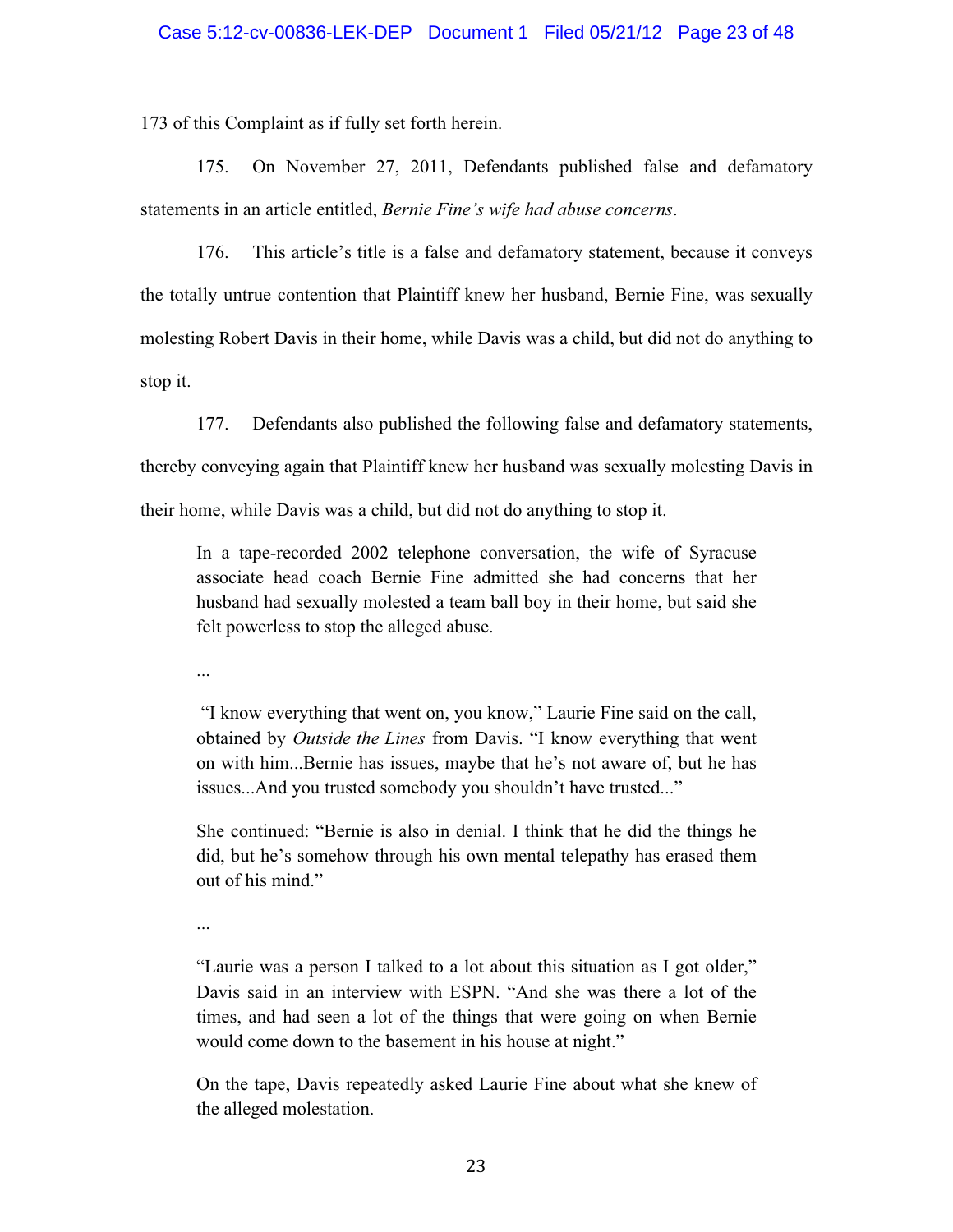173 of this Complaint as if fully set forth herein.

175. On November 27, 2011, Defendants published false and defamatory statements in an article entitled, *Bernie Fine's wife had abuse concerns*.

176. This article's title is a false and defamatory statement, because it conveys the totally untrue contention that Plaintiff knew her husband, Bernie Fine, was sexually molesting Robert Davis in their home, while Davis was a child, but did not do anything to stop it.

177. Defendants also published the following false and defamatory statements, thereby conveying again that Plaintiff knew her husband was sexually molesting Davis in their home, while Davis was a child, but did not do anything to stop it.

> In a tape-recorded 2002 telephone conversation, the wife of Syracuse associate head coach Bernie Fine admitted she had concerns that her husband had sexually molested a team ball boy in their home, but said she felt powerless to stop the alleged abuse.
>
> ...
>
> "I know everything that went on, you know," Laurie Fine said on the call, obtained by *Outside the Lines* from Davis. "I know everything that went on with him...Bernie has issues, maybe that he's not aware of, but he has issues...And you trusted somebody you shouldn't have trusted..."
>
> She continued: "Bernie is also in denial. I think that he did the things he did, but he's somehow through his own mental telepathy has erased them out of his mind."
>
> ...
>
> "Laurie was a person I talked to a lot about this situation as I got older," Davis said in an interview with ESPN. "And she was there a lot of the times, and had seen a lot of the things that were going on when Bernie would come down to the basement in his house at night."
>
> On the tape, Davis repeatedly asked Laurie Fine about what she knew of the alleged molestation.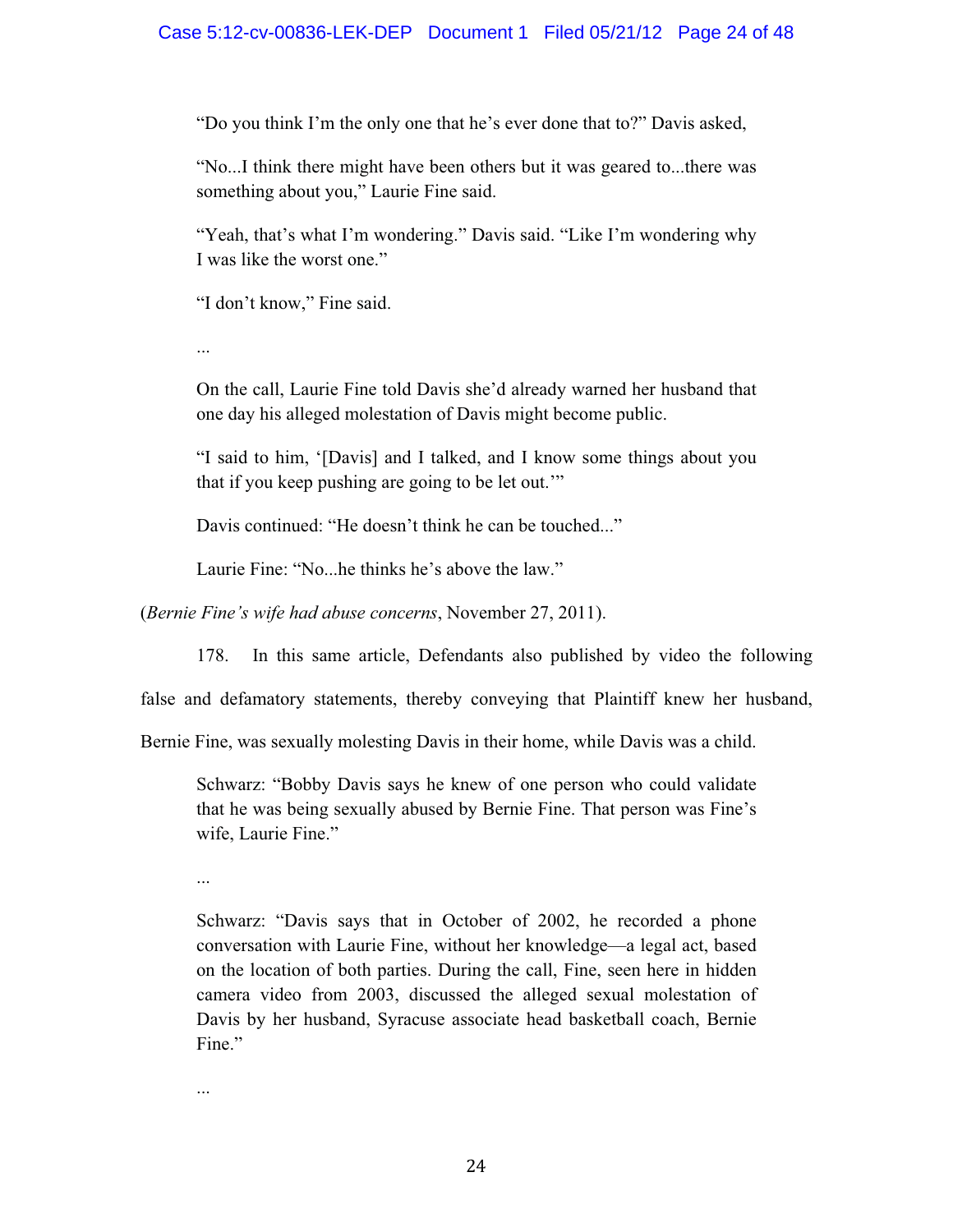> "Do you think I'm the only one that he's ever done that to?" Davis asked,
>
> "No...I think there might have been others but it was geared to...there was something about you," Laurie Fine said.
>
> "Yeah, that's what I'm wondering." Davis said. "Like I'm wondering why I was like the worst one."
>
> "I don't know," Fine said.
>
> ...
>
> On the call, Laurie Fine told Davis she'd already warned her husband that one day his alleged molestation of Davis might become public.
>
> "I said to him, '[Davis] and I talked, and I know some things about you that if you keep pushing are going to be let out.'"
>
> Davis continued: "He doesn't think he can be touched..."
>
> Laurie Fine: "No...he thinks he's above the law."

(*Bernie Fine's wife had abuse concerns*, November 27, 2011).

178. In this same article, Defendants also published by video the following false and defamatory statements, thereby conveying that Plaintiff knew her husband, Bernie Fine, was sexually molesting Davis in their home, while Davis was a child.

> Schwarz: "Bobby Davis says he knew of one person who could validate that he was being sexually abused by Bernie Fine. That person was Fine's wife, Laurie Fine."
>
> ...
>
> Schwarz: "Davis says that in October of 2002, he recorded a phone conversation with Laurie Fine, without her knowledge—a legal act, based on the location of both parties. During the call, Fine, seen here in hidden camera video from 2003, discussed the alleged sexual molestation of Davis by her husband, Syracuse associate head basketball coach, Bernie Fine."
>
> ...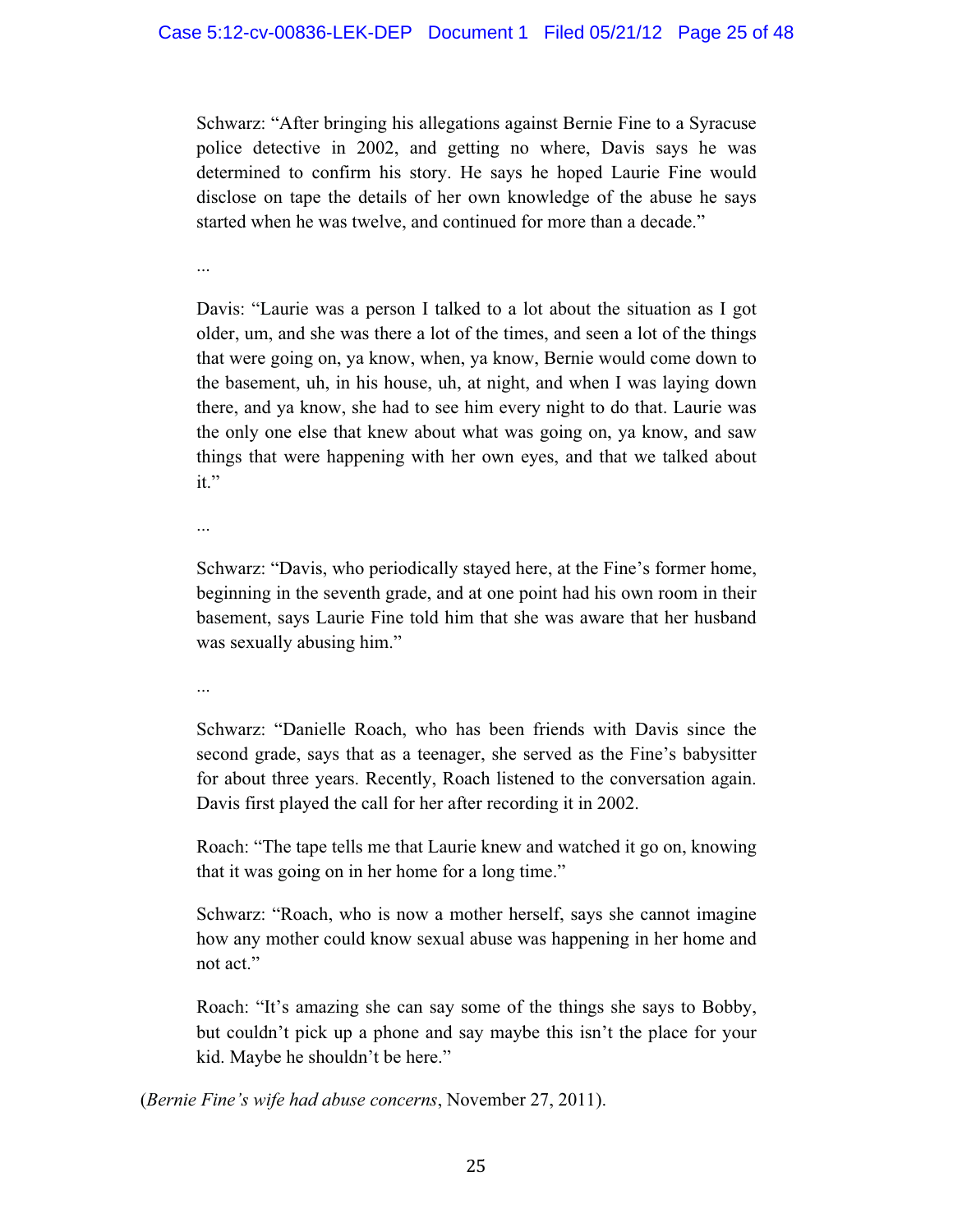Schwarz: "After bringing his allegations against Bernie Fine to a Syracuse police detective in 2002, and getting no where, Davis says he was determined to confirm his story. He says he hoped Laurie Fine would disclose on tape the details of her own knowledge of the abuse he says started when he was twelve, and continued for more than a decade."

...

Davis: "Laurie was a person I talked to a lot about the situation as I got older, um, and she was there a lot of the times, and seen a lot of the things that were going on, ya know, when, ya know, Bernie would come down to the basement, uh, in his house, uh, at night, and when I was laying down there, and ya know, she had to see him every night to do that. Laurie was the only one else that knew about what was going on, ya know, and saw things that were happening with her own eyes, and that we talked about it."

...

Schwarz: "Davis, who periodically stayed here, at the Fine's former home, beginning in the seventh grade, and at one point had his own room in their basement, says Laurie Fine told him that she was aware that her husband was sexually abusing him."

...

Schwarz: "Danielle Roach, who has been friends with Davis since the second grade, says that as a teenager, she served as the Fine's babysitter for about three years. Recently, Roach listened to the conversation again. Davis first played the call for her after recording it in 2002.

Roach: "The tape tells me that Laurie knew and watched it go on, knowing that it was going on in her home for a long time."

Schwarz: "Roach, who is now a mother herself, says she cannot imagine how any mother could know sexual abuse was happening in her home and not act."

Roach: "It's amazing she can say some of the things she says to Bobby, but couldn't pick up a phone and say maybe this isn't the place for your kid. Maybe he shouldn't be here."

(*Bernie Fine's wife had abuse concerns*, November 27, 2011).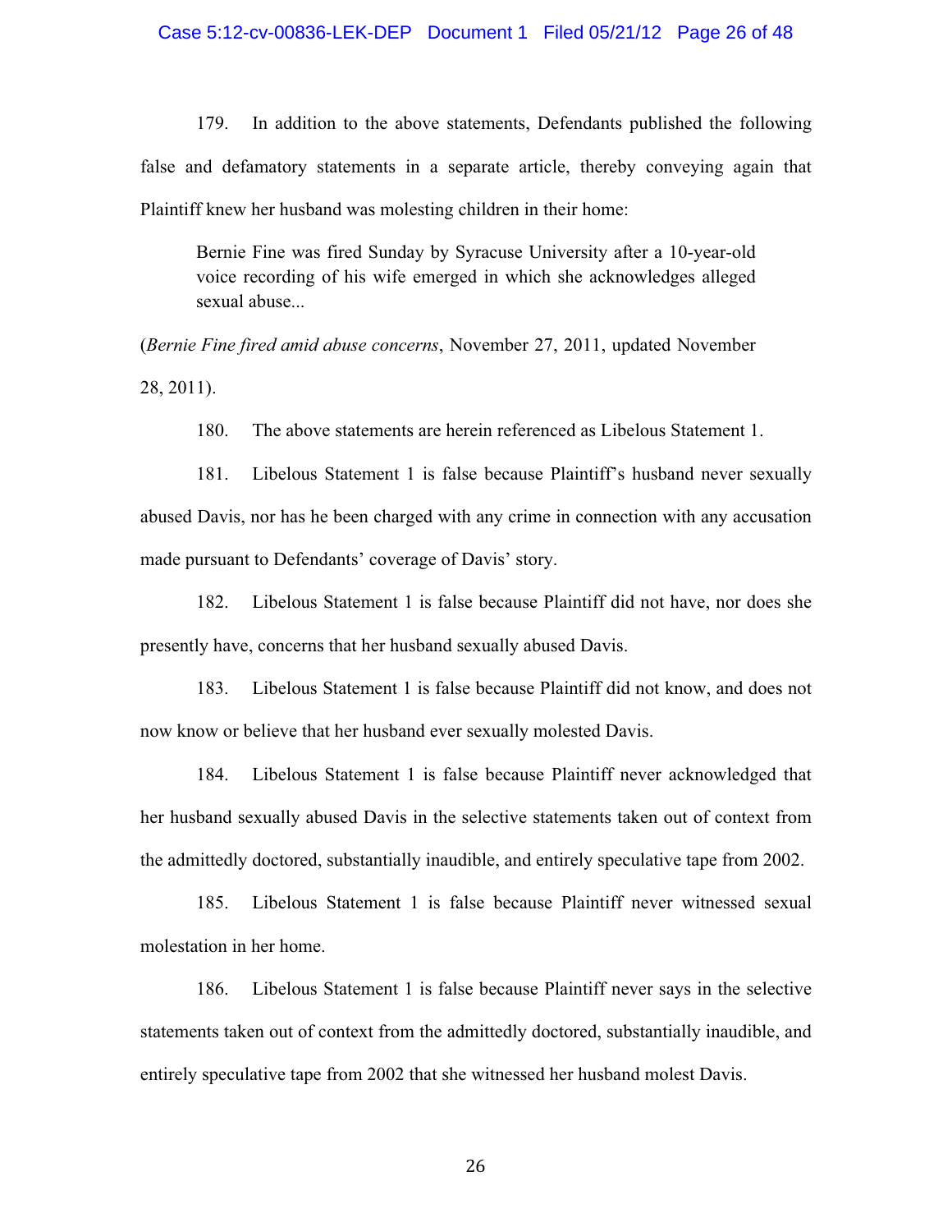179. In addition to the above statements, Defendants published the following false and defamatory statements in a separate article, thereby conveying again that Plaintiff knew her husband was molesting children in their home:

> Bernie Fine was fired Sunday by Syracuse University after a 10-year-old voice recording of his wife emerged in which she acknowledges alleged sexual abuse...

(*Bernie Fine fired amid abuse concerns*, November 27, 2011, updated November 28, 2011).

180. The above statements are herein referenced as Libelous Statement 1.

181. Libelous Statement 1 is false because Plaintiff's husband never sexually abused Davis, nor has he been charged with any crime in connection with any accusation made pursuant to Defendants' coverage of Davis' story.

182. Libelous Statement 1 is false because Plaintiff did not have, nor does she presently have, concerns that her husband sexually abused Davis.

183. Libelous Statement 1 is false because Plaintiff did not know, and does not now know or believe that her husband ever sexually molested Davis.

184. Libelous Statement 1 is false because Plaintiff never acknowledged that her husband sexually abused Davis in the selective statements taken out of context from the admittedly doctored, substantially inaudible, and entirely speculative tape from 2002.

185. Libelous Statement 1 is false because Plaintiff never witnessed sexual molestation in her home.

186. Libelous Statement 1 is false because Plaintiff never says in the selective statements taken out of context from the admittedly doctored, substantially inaudible, and entirely speculative tape from 2002 that she witnessed her husband molest Davis.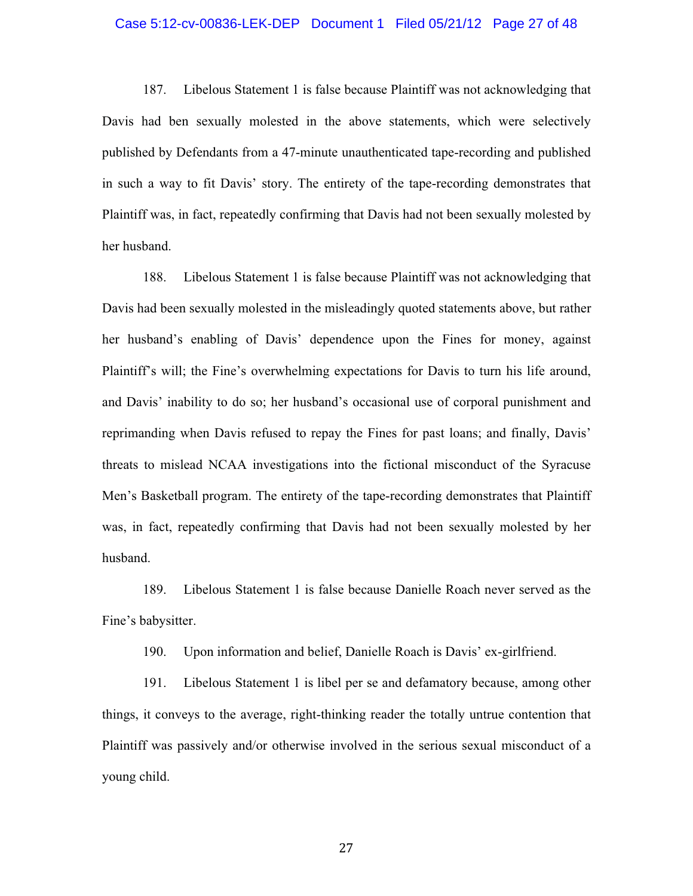187. Libelous Statement 1 is false because Plaintiff was not acknowledging that Davis had ben sexually molested in the above statements, which were selectively published by Defendants from a 47-minute unauthenticated tape-recording and published in such a way to fit Davis' story. The entirety of the tape-recording demonstrates that Plaintiff was, in fact, repeatedly confirming that Davis had not been sexually molested by her husband.

188. Libelous Statement 1 is false because Plaintiff was not acknowledging that Davis had been sexually molested in the misleadingly quoted statements above, but rather her husband's enabling of Davis' dependence upon the Fines for money, against Plaintiff's will; the Fine's overwhelming expectations for Davis to turn his life around, and Davis' inability to do so; her husband's occasional use of corporal punishment and reprimanding when Davis refused to repay the Fines for past loans; and finally, Davis' threats to mislead NCAA investigations into the fictional misconduct of the Syracuse Men's Basketball program. The entirety of the tape-recording demonstrates that Plaintiff was, in fact, repeatedly confirming that Davis had not been sexually molested by her husband.

189. Libelous Statement 1 is false because Danielle Roach never served as the Fine's babysitter.

190. Upon information and belief, Danielle Roach is Davis' ex-girlfriend.

191. Libelous Statement 1 is libel per se and defamatory because, among other things, it conveys to the average, right-thinking reader the totally untrue contention that Plaintiff was passively and/or otherwise involved in the serious sexual misconduct of a young child.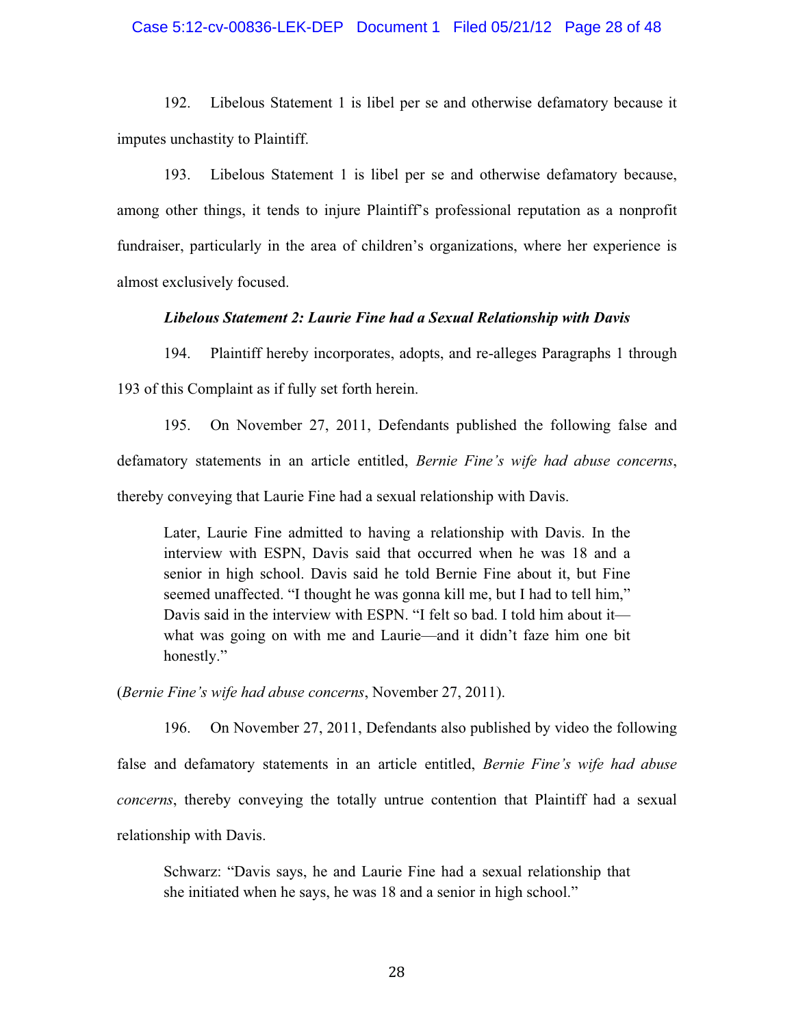192. Libelous Statement 1 is libel per se and otherwise defamatory because it imputes unchastity to Plaintiff.

193. Libelous Statement 1 is libel per se and otherwise defamatory because, among other things, it tends to injure Plaintiff's professional reputation as a nonprofit fundraiser, particularly in the area of children's organizations, where her experience is almost exclusively focused.

***Libelous Statement 2: Laurie Fine had a Sexual Relationship with Davis***

194. Plaintiff hereby incorporates, adopts, and re-alleges Paragraphs 1 through 193 of this Complaint as if fully set forth herein.

195. On November 27, 2011, Defendants published the following false and defamatory statements in an article entitled, *Bernie Fine's wife had abuse concerns*, thereby conveying that Laurie Fine had a sexual relationship with Davis.

> Later, Laurie Fine admitted to having a relationship with Davis. In the interview with ESPN, Davis said that occurred when he was 18 and a senior in high school. Davis said he told Bernie Fine about it, but Fine seemed unaffected. "I thought he was gonna kill me, but I had to tell him," Davis said in the interview with ESPN. "I felt so bad. I told him about it—what was going on with me and Laurie—and it didn't faze him one bit honestly."

(*Bernie Fine's wife had abuse concerns*, November 27, 2011).

196. On November 27, 2011, Defendants also published by video the following false and defamatory statements in an article entitled, *Bernie Fine's wife had abuse concerns*, thereby conveying the totally untrue contention that Plaintiff had a sexual relationship with Davis.

> Schwarz: "Davis says, he and Laurie Fine had a sexual relationship that she initiated when he says, he was 18 and a senior in high school."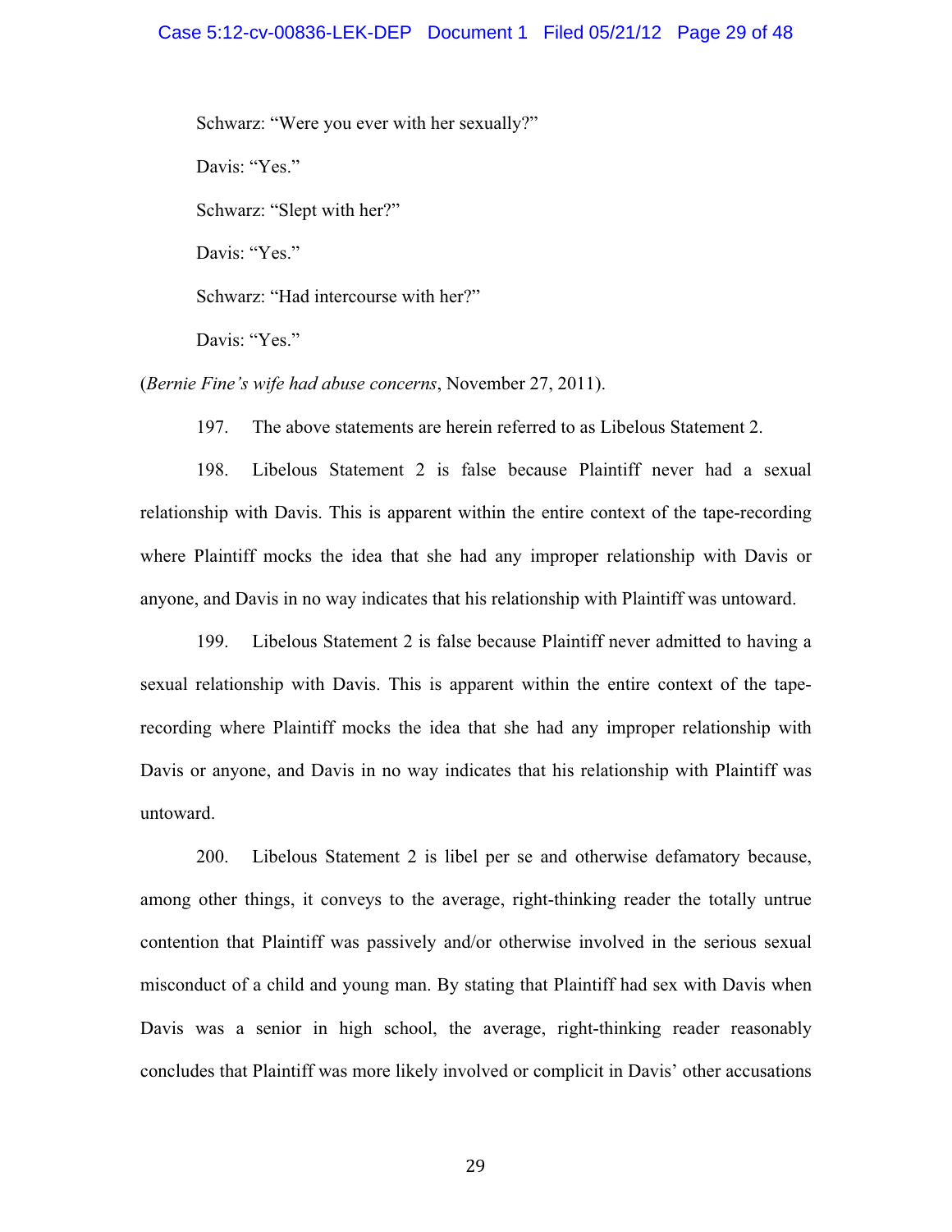Schwarz: “Were you ever with her sexually?”

Davis: “Yes.”

Schwarz: “Slept with her?”

Davis: “Yes.”

Schwarz: “Had intercourse with her?”

Davis: “Yes.”

(*Bernie Fine’s wife had abuse concerns*, November 27, 2011).

197. The above statements are herein referred to as Libelous Statement 2.

198. Libelous Statement 2 is false because Plaintiff never had a sexual relationship with Davis. This is apparent within the entire context of the tape-recording where Plaintiff mocks the idea that she had any improper relationship with Davis or anyone, and Davis in no way indicates that his relationship with Plaintiff was untoward.

199. Libelous Statement 2 is false because Plaintiff never admitted to having a sexual relationship with Davis. This is apparent within the entire context of the tape-recording where Plaintiff mocks the idea that she had any improper relationship with Davis or anyone, and Davis in no way indicates that his relationship with Plaintiff was untoward.

200. Libelous Statement 2 is libel per se and otherwise defamatory because, among other things, it conveys to the average, right-thinking reader the totally untrue contention that Plaintiff was passively and/or otherwise involved in the serious sexual misconduct of a child and young man. By stating that Plaintiff had sex with Davis when Davis was a senior in high school, the average, right-thinking reader reasonably concludes that Plaintiff was more likely involved or complicit in Davis’ other accusations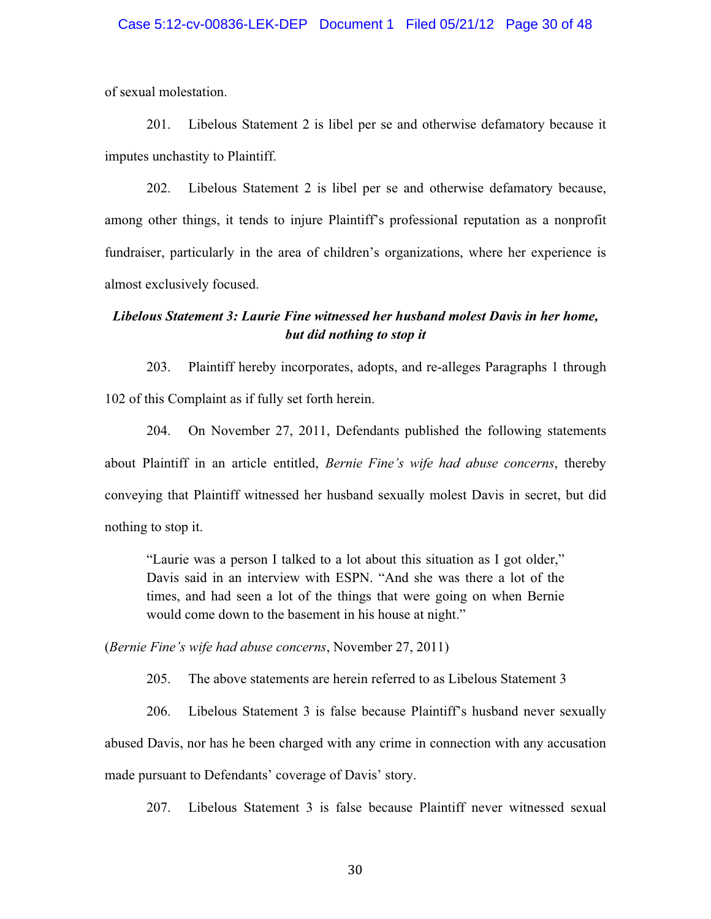of sexual molestation.

201. Libelous Statement 2 is libel per se and otherwise defamatory because it imputes unchastity to Plaintiff.

202. Libelous Statement 2 is libel per se and otherwise defamatory because, among other things, it tends to injure Plaintiff's professional reputation as a nonprofit fundraiser, particularly in the area of children's organizations, where her experience is almost exclusively focused.

***Libelous Statement 3: Laurie Fine witnessed her husband molest Davis in her home, but did nothing to stop it***

203. Plaintiff hereby incorporates, adopts, and re-alleges Paragraphs 1 through 102 of this Complaint as if fully set forth herein.

204. On November 27, 2011, Defendants published the following statements about Plaintiff in an article entitled, *Bernie Fine's wife had abuse concerns*, thereby conveying that Plaintiff witnessed her husband sexually molest Davis in secret, but did nothing to stop it.

> "Laurie was a person I talked to a lot about this situation as I got older," Davis said in an interview with ESPN. "And she was there a lot of the times, and had seen a lot of the things that were going on when Bernie would come down to the basement in his house at night."

(*Bernie Fine's wife had abuse concerns*, November 27, 2011)

205. The above statements are herein referred to as Libelous Statement 3

206. Libelous Statement 3 is false because Plaintiff's husband never sexually abused Davis, nor has he been charged with any crime in connection with any accusation made pursuant to Defendants' coverage of Davis' story.

207. Libelous Statement 3 is false because Plaintiff never witnessed sexual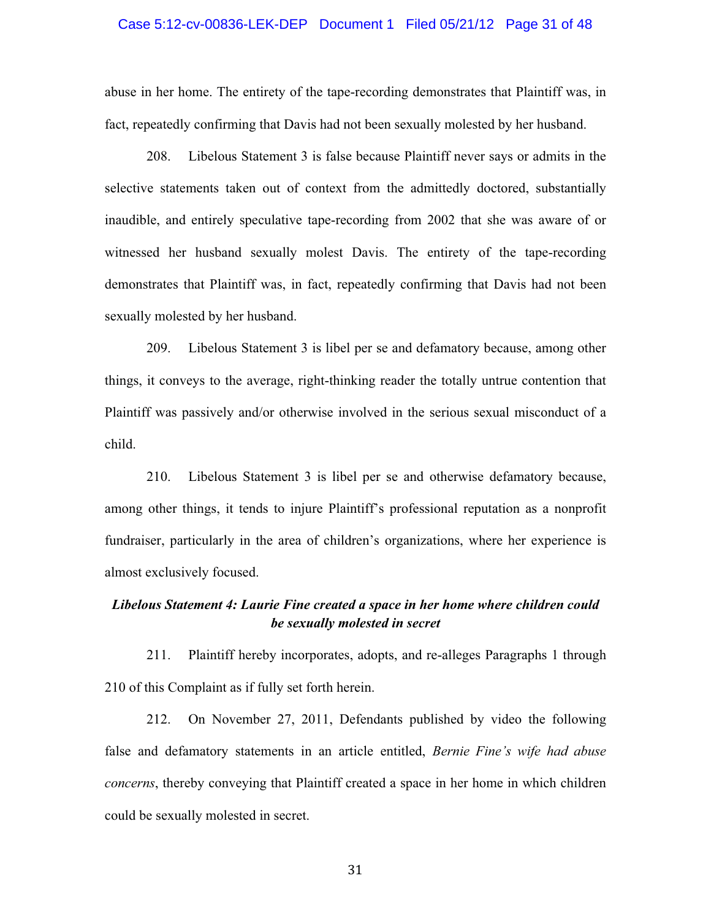abuse in her home. The entirety of the tape-recording demonstrates that Plaintiff was, in fact, repeatedly confirming that Davis had not been sexually molested by her husband.

208. Libelous Statement 3 is false because Plaintiff never says or admits in the selective statements taken out of context from the admittedly doctored, substantially inaudible, and entirely speculative tape-recording from 2002 that she was aware of or witnessed her husband sexually molest Davis. The entirety of the tape-recording demonstrates that Plaintiff was, in fact, repeatedly confirming that Davis had not been sexually molested by her husband.

209. Libelous Statement 3 is libel per se and defamatory because, among other things, it conveys to the average, right-thinking reader the totally untrue contention that Plaintiff was passively and/or otherwise involved in the serious sexual misconduct of a child.

210. Libelous Statement 3 is libel per se and otherwise defamatory because, among other things, it tends to injure Plaintiff's professional reputation as a nonprofit fundraiser, particularly in the area of children's organizations, where her experience is almost exclusively focused.

***Libelous Statement 4: Laurie Fine created a space in her home where children could be sexually molested in secret***

211. Plaintiff hereby incorporates, adopts, and re-alleges Paragraphs 1 through 210 of this Complaint as if fully set forth herein.

212. On November 27, 2011, Defendants published by video the following false and defamatory statements in an article entitled, *Bernie Fine's wife had abuse concerns*, thereby conveying that Plaintiff created a space in her home in which children could be sexually molested in secret.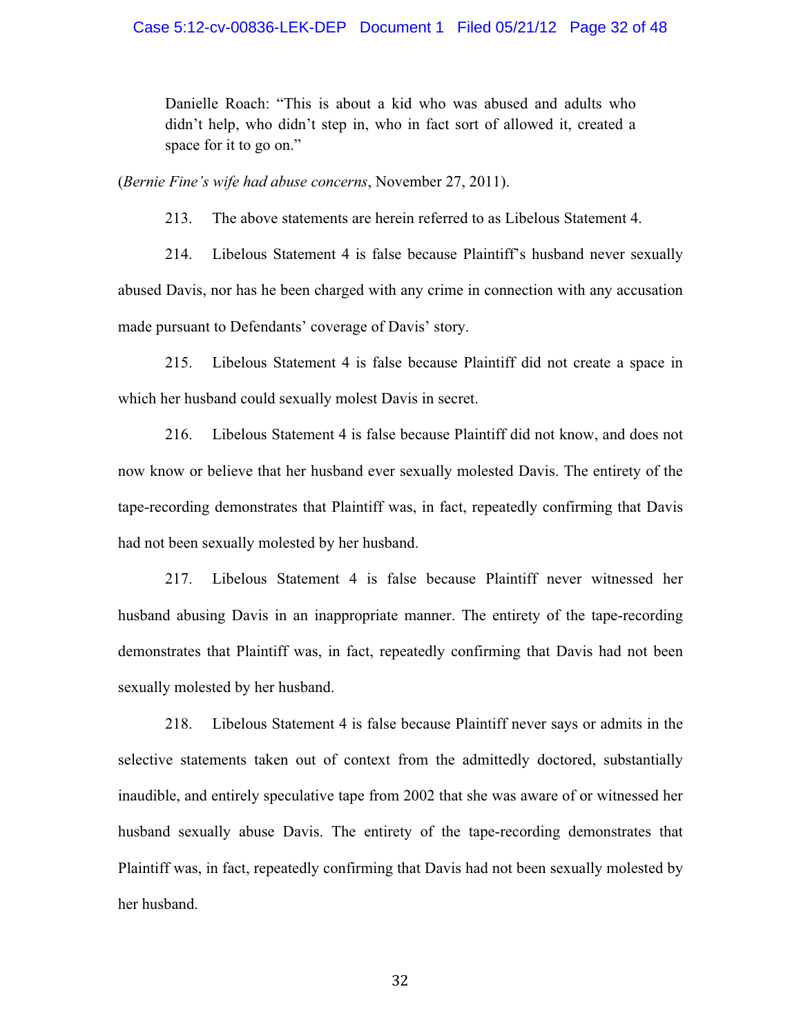> Danielle Roach: "This is about a kid who was abused and adults who didn't help, who didn't step in, who in fact sort of allowed it, created a space for it to go on."

(*Bernie Fine's wife had abuse concerns*, November 27, 2011).

213. The above statements are herein referred to as Libelous Statement 4.

214. Libelous Statement 4 is false because Plaintiff's husband never sexually abused Davis, nor has he been charged with any crime in connection with any accusation made pursuant to Defendants' coverage of Davis' story.

215. Libelous Statement 4 is false because Plaintiff did not create a space in which her husband could sexually molest Davis in secret.

216. Libelous Statement 4 is false because Plaintiff did not know, and does not now know or believe that her husband ever sexually molested Davis. The entirety of the tape-recording demonstrates that Plaintiff was, in fact, repeatedly confirming that Davis had not been sexually molested by her husband.

217. Libelous Statement 4 is false because Plaintiff never witnessed her husband abusing Davis in an inappropriate manner. The entirety of the tape-recording demonstrates that Plaintiff was, in fact, repeatedly confirming that Davis had not been sexually molested by her husband.

218. Libelous Statement 4 is false because Plaintiff never says or admits in the selective statements taken out of context from the admittedly doctored, substantially inaudible, and entirely speculative tape from 2002 that she was aware of or witnessed her husband sexually abuse Davis. The entirety of the tape-recording demonstrates that Plaintiff was, in fact, repeatedly confirming that Davis had not been sexually molested by her husband.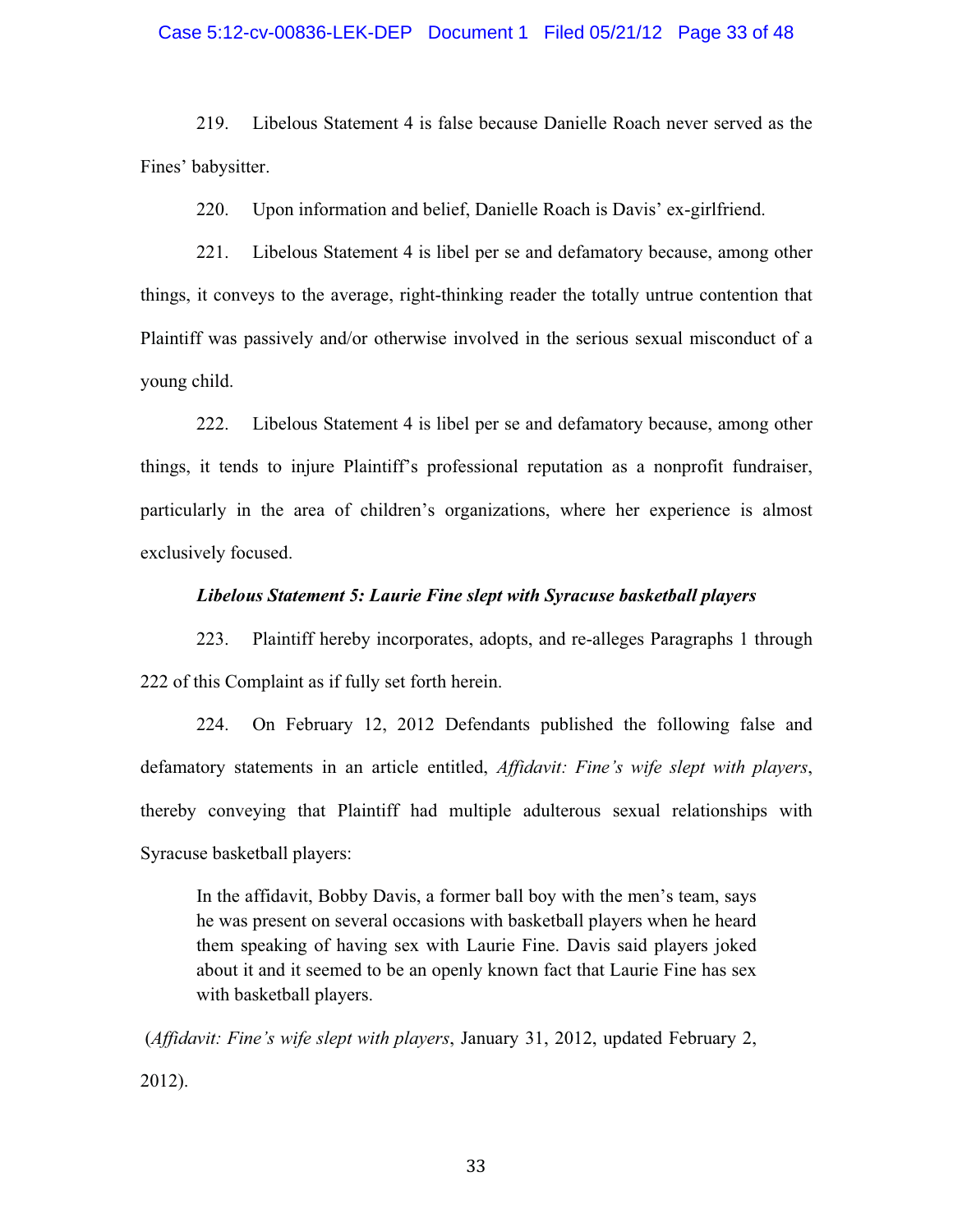219. Libelous Statement 4 is false because Danielle Roach never served as the Fines' babysitter.

220. Upon information and belief, Danielle Roach is Davis' ex-girlfriend.

221. Libelous Statement 4 is libel per se and defamatory because, among other things, it conveys to the average, right-thinking reader the totally untrue contention that Plaintiff was passively and/or otherwise involved in the serious sexual misconduct of a young child.

222. Libelous Statement 4 is libel per se and defamatory because, among other things, it tends to injure Plaintiff's professional reputation as a nonprofit fundraiser, particularly in the area of children's organizations, where her experience is almost exclusively focused.

***Libelous Statement 5: Laurie Fine slept with Syracuse basketball players***

223. Plaintiff hereby incorporates, adopts, and re-alleges Paragraphs 1 through 222 of this Complaint as if fully set forth herein.

224. On February 12, 2012 Defendants published the following false and defamatory statements in an article entitled, *Affidavit: Fine's wife slept with players*, thereby conveying that Plaintiff had multiple adulterous sexual relationships with Syracuse basketball players:

> In the affidavit, Bobby Davis, a former ball boy with the men's team, says he was present on several occasions with basketball players when he heard them speaking of having sex with Laurie Fine. Davis said players joked about it and it seemed to be an openly known fact that Laurie Fine has sex with basketball players.

(*Affidavit: Fine's wife slept with players*, January 31, 2012, updated February 2, 2012).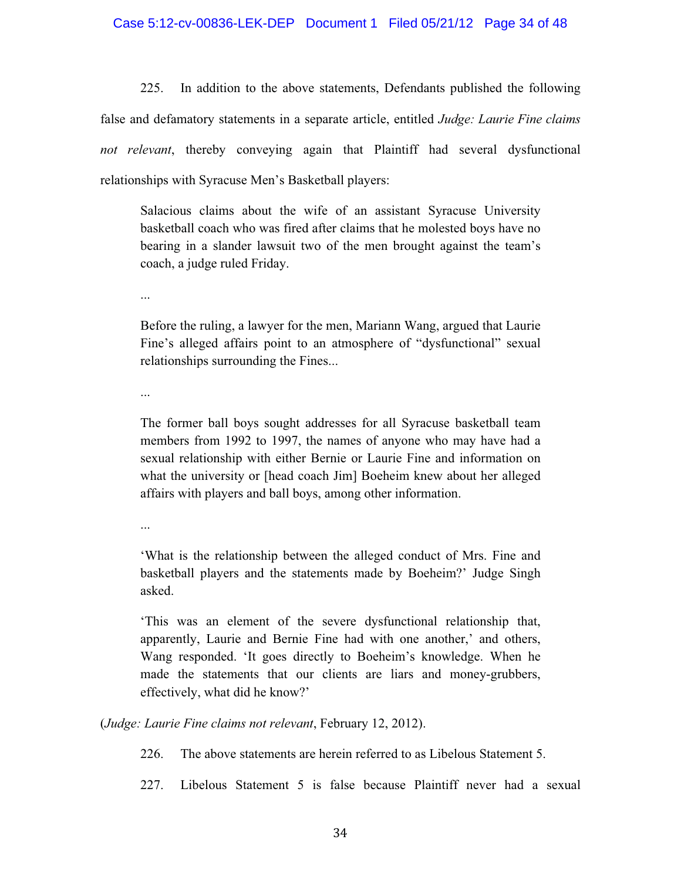225. In addition to the above statements, Defendants published the following false and defamatory statements in a separate article, entitled *Judge: Laurie Fine claims not relevant*, thereby conveying again that Plaintiff had several dysfunctional relationships with Syracuse Men's Basketball players:

> Salacious claims about the wife of an assistant Syracuse University basketball coach who was fired after claims that he molested boys have no bearing in a slander lawsuit two of the men brought against the team's coach, a judge ruled Friday.
>
> ...
>
> Before the ruling, a lawyer for the men, Mariann Wang, argued that Laurie Fine's alleged affairs point to an atmosphere of "dysfunctional" sexual relationships surrounding the Fines...
>
> ...
>
> The former ball boys sought addresses for all Syracuse basketball team members from 1992 to 1997, the names of anyone who may have had a sexual relationship with either Bernie or Laurie Fine and information on what the university or [head coach Jim] Boeheim knew about her alleged affairs with players and ball boys, among other information.
>
> ...
>
> 'What is the relationship between the alleged conduct of Mrs. Fine and basketball players and the statements made by Boeheim?' Judge Singh asked.
>
> 'This was an element of the severe dysfunctional relationship that, apparently, Laurie and Bernie Fine had with one another,' and others, Wang responded. 'It goes directly to Boeheim's knowledge. When he made the statements that our clients are liars and money-grubbers, effectively, what did he know?'

(*Judge: Laurie Fine claims not relevant*, February 12, 2012).

226. The above statements are herein referred to as Libelous Statement 5.

227. Libelous Statement 5 is false because Plaintiff never had a sexual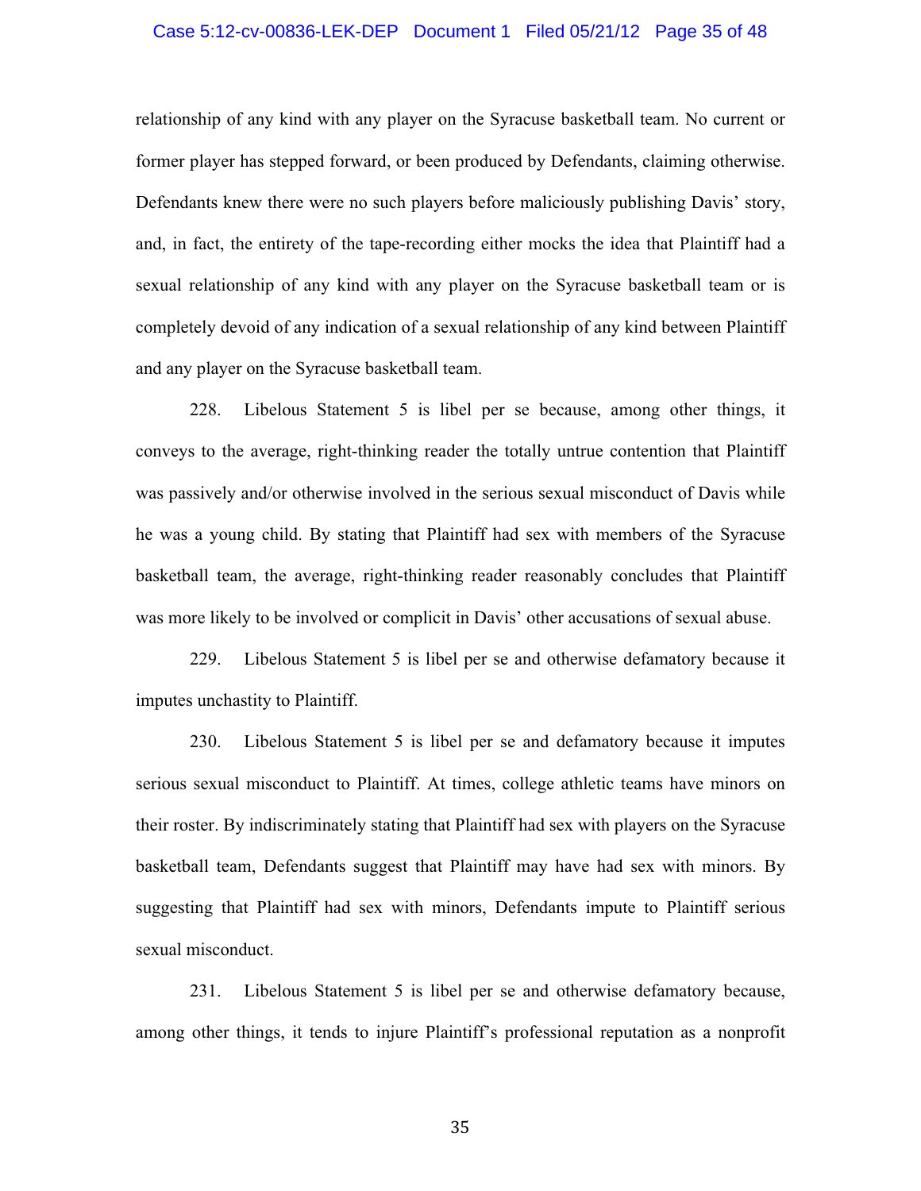relationship of any kind with any player on the Syracuse basketball team. No current or former player has stepped forward, or been produced by Defendants, claiming otherwise. Defendants knew there were no such players before maliciously publishing Davis' story, and, in fact, the entirety of the tape-recording either mocks the idea that Plaintiff had a sexual relationship of any kind with any player on the Syracuse basketball team or is completely devoid of any indication of a sexual relationship of any kind between Plaintiff and any player on the Syracuse basketball team.

228. Libelous Statement 5 is libel per se because, among other things, it conveys to the average, right-thinking reader the totally untrue contention that Plaintiff was passively and/or otherwise involved in the serious sexual misconduct of Davis while he was a young child. By stating that Plaintiff had sex with members of the Syracuse basketball team, the average, right-thinking reader reasonably concludes that Plaintiff was more likely to be involved or complicit in Davis' other accusations of sexual abuse.

229. Libelous Statement 5 is libel per se and otherwise defamatory because it imputes unchastity to Plaintiff.

230. Libelous Statement 5 is libel per se and defamatory because it imputes serious sexual misconduct to Plaintiff. At times, college athletic teams have minors on their roster. By indiscriminately stating that Plaintiff had sex with players on the Syracuse basketball team, Defendants suggest that Plaintiff may have had sex with minors. By suggesting that Plaintiff had sex with minors, Defendants impute to Plaintiff serious sexual misconduct.

231. Libelous Statement 5 is libel per se and otherwise defamatory because, among other things, it tends to injure Plaintiff's professional reputation as a nonprofit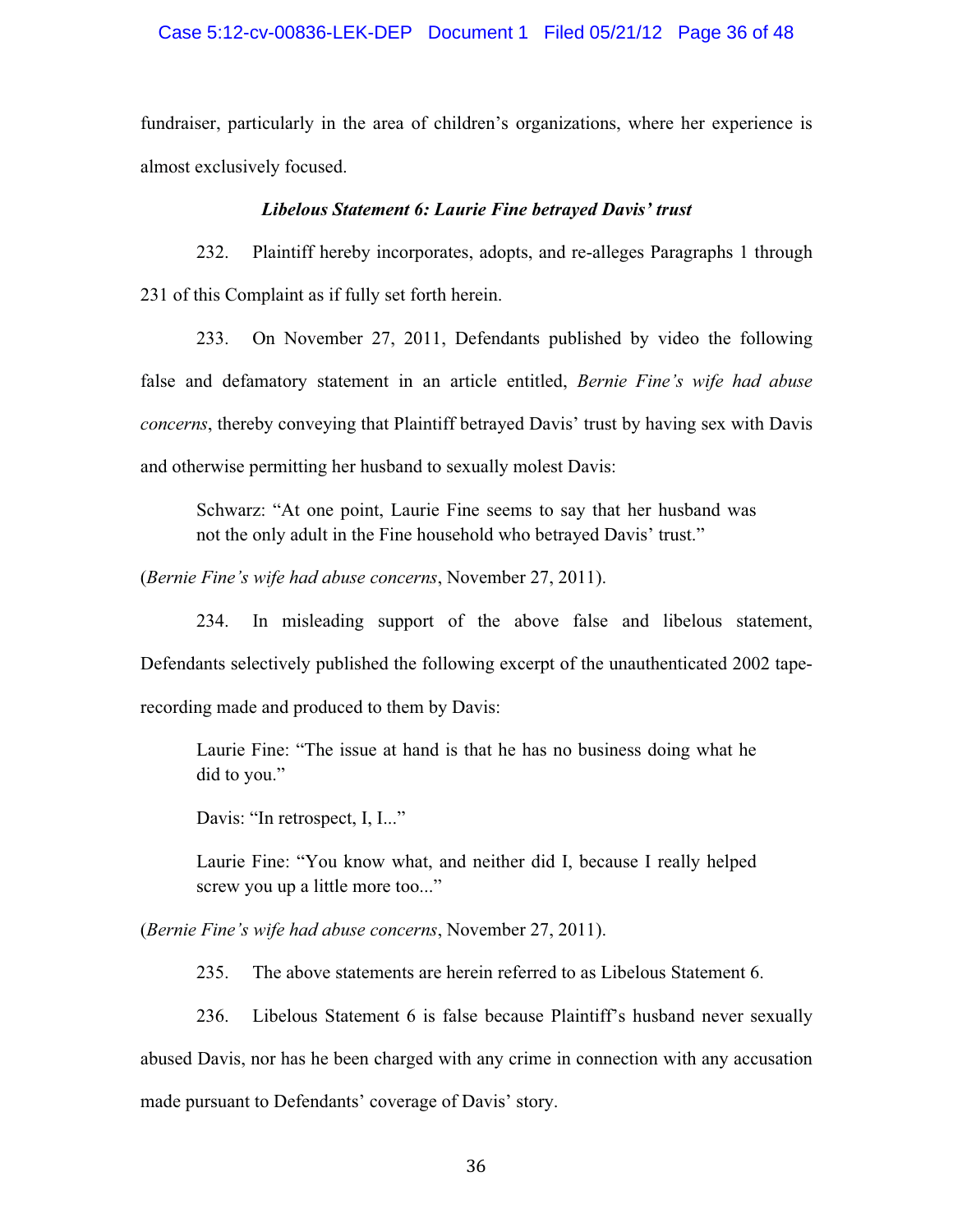fundraiser, particularly in the area of children's organizations, where her experience is almost exclusively focused.

### *Libelous Statement 6: Laurie Fine betrayed Davis' trust*

232. Plaintiff hereby incorporates, adopts, and re-alleges Paragraphs 1 through 231 of this Complaint as if fully set forth herein.

233. On November 27, 2011, Defendants published by video the following false and defamatory statement in an article entitled, *Bernie Fine's wife had abuse concerns*, thereby conveying that Plaintiff betrayed Davis' trust by having sex with Davis and otherwise permitting her husband to sexually molest Davis:

> Schwarz: "At one point, Laurie Fine seems to say that her husband was not the only adult in the Fine household who betrayed Davis' trust."

(*Bernie Fine's wife had abuse concerns*, November 27, 2011).

234. In misleading support of the above false and libelous statement, Defendants selectively published the following excerpt of the unauthenticated 2002 tape-recording made and produced to them by Davis:

> Laurie Fine: "The issue at hand is that he has no business doing what he did to you."
>
> Davis: "In retrospect, I, I..."
>
> Laurie Fine: "You know what, and neither did I, because I really helped screw you up a little more too..."

(*Bernie Fine's wife had abuse concerns*, November 27, 2011).

235. The above statements are herein referred to as Libelous Statement 6.

236. Libelous Statement 6 is false because Plaintiff's husband never sexually abused Davis, nor has he been charged with any crime in connection with any accusation made pursuant to Defendants' coverage of Davis' story.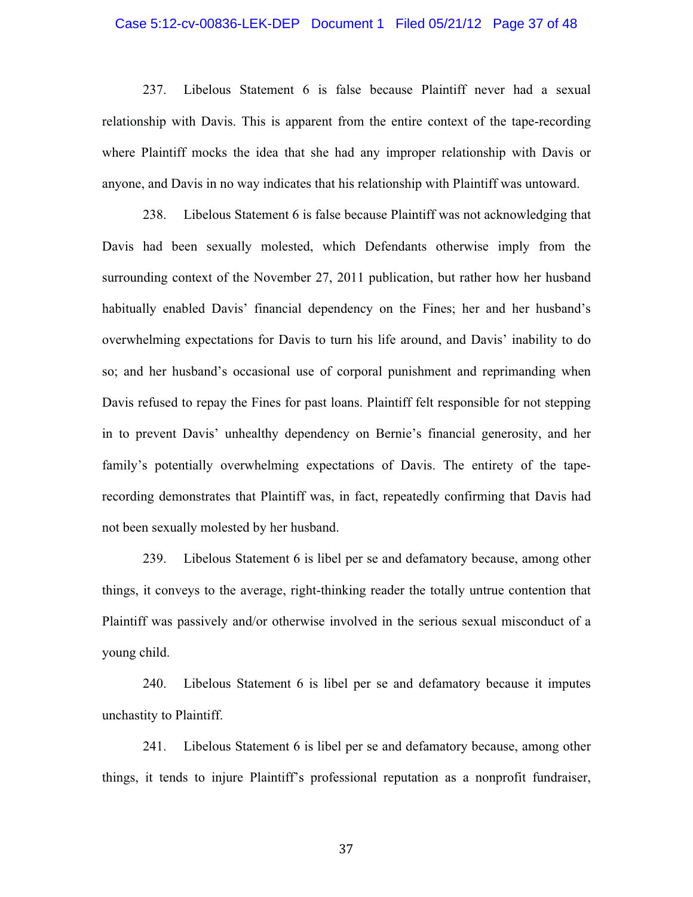237. Libelous Statement 6 is false because Plaintiff never had a sexual relationship with Davis. This is apparent from the entire context of the tape-recording where Plaintiff mocks the idea that she had any improper relationship with Davis or anyone, and Davis in no way indicates that his relationship with Plaintiff was untoward.

238. Libelous Statement 6 is false because Plaintiff was not acknowledging that Davis had been sexually molested, which Defendants otherwise imply from the surrounding context of the November 27, 2011 publication, but rather how her husband habitually enabled Davis' financial dependency on the Fines; her and her husband's overwhelming expectations for Davis to turn his life around, and Davis' inability to do so; and her husband's occasional use of corporal punishment and reprimanding when Davis refused to repay the Fines for past loans. Plaintiff felt responsible for not stepping in to prevent Davis' unhealthy dependency on Bernie's financial generosity, and her family's potentially overwhelming expectations of Davis. The entirety of the tape-recording demonstrates that Plaintiff was, in fact, repeatedly confirming that Davis had not been sexually molested by her husband.

239. Libelous Statement 6 is libel per se and defamatory because, among other things, it conveys to the average, right-thinking reader the totally untrue contention that Plaintiff was passively and/or otherwise involved in the serious sexual misconduct of a young child.

240. Libelous Statement 6 is libel per se and defamatory because it imputes unchastity to Plaintiff.

241. Libelous Statement 6 is libel per se and defamatory because, among other things, it tends to injure Plaintiff's professional reputation as a nonprofit fundraiser,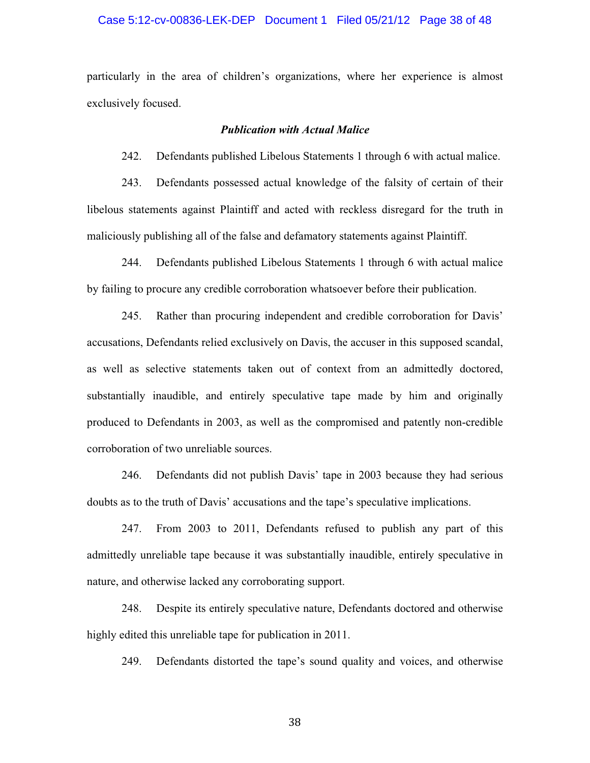particularly in the area of children's organizations, where her experience is almost exclusively focused.

***Publication with Actual Malice***

242. Defendants published Libelous Statements 1 through 6 with actual malice.

243. Defendants possessed actual knowledge of the falsity of certain of their libelous statements against Plaintiff and acted with reckless disregard for the truth in maliciously publishing all of the false and defamatory statements against Plaintiff.

244. Defendants published Libelous Statements 1 through 6 with actual malice by failing to procure any credible corroboration whatsoever before their publication.

245. Rather than procuring independent and credible corroboration for Davis' accusations, Defendants relied exclusively on Davis, the accuser in this supposed scandal, as well as selective statements taken out of context from an admittedly doctored, substantially inaudible, and entirely speculative tape made by him and originally produced to Defendants in 2003, as well as the compromised and patently non-credible corroboration of two unreliable sources.

246. Defendants did not publish Davis' tape in 2003 because they had serious doubts as to the truth of Davis' accusations and the tape's speculative implications.

247. From 2003 to 2011, Defendants refused to publish any part of this admittedly unreliable tape because it was substantially inaudible, entirely speculative in nature, and otherwise lacked any corroborating support.

248. Despite its entirely speculative nature, Defendants doctored and otherwise highly edited this unreliable tape for publication in 2011.

249. Defendants distorted the tape's sound quality and voices, and otherwise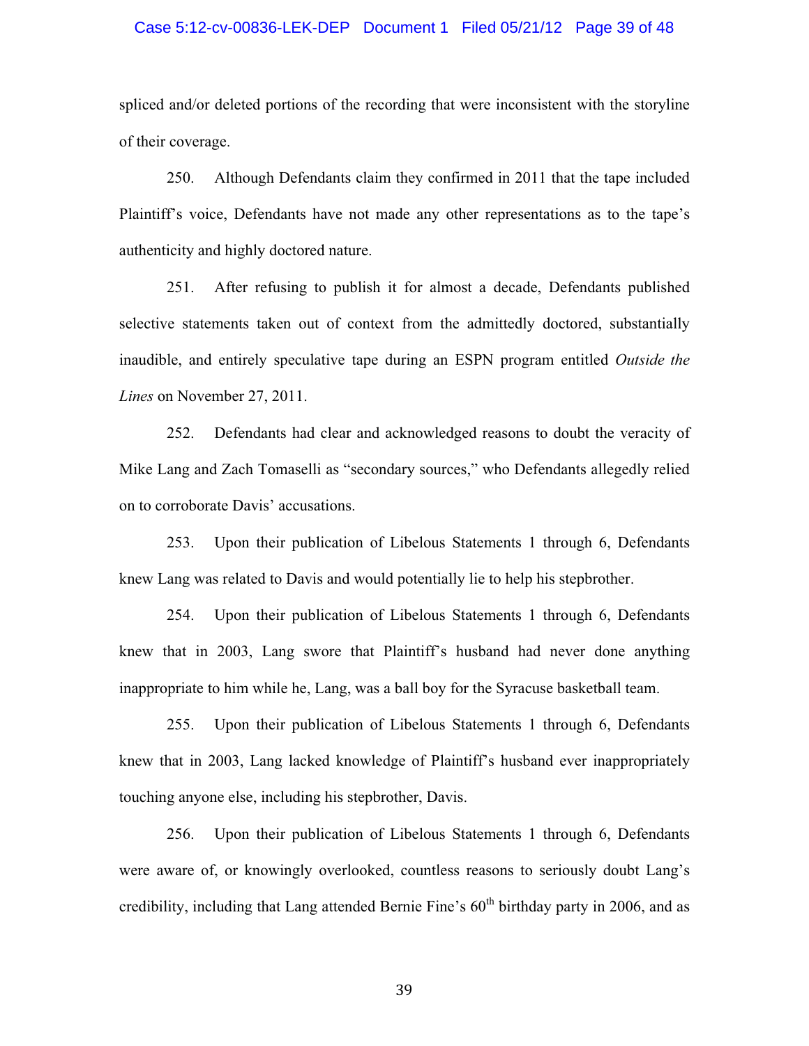spliced and/or deleted portions of the recording that were inconsistent with the storyline of their coverage.

250. Although Defendants claim they confirmed in 2011 that the tape included Plaintiff's voice, Defendants have not made any other representations as to the tape's authenticity and highly doctored nature.

251. After refusing to publish it for almost a decade, Defendants published selective statements taken out of context from the admittedly doctored, substantially inaudible, and entirely speculative tape during an ESPN program entitled *Outside the Lines* on November 27, 2011.

252. Defendants had clear and acknowledged reasons to doubt the veracity of Mike Lang and Zach Tomaselli as "secondary sources," who Defendants allegedly relied on to corroborate Davis' accusations.

253. Upon their publication of Libelous Statements 1 through 6, Defendants knew Lang was related to Davis and would potentially lie to help his stepbrother.

254. Upon their publication of Libelous Statements 1 through 6, Defendants knew that in 2003, Lang swore that Plaintiff's husband had never done anything inappropriate to him while he, Lang, was a ball boy for the Syracuse basketball team.

255. Upon their publication of Libelous Statements 1 through 6, Defendants knew that in 2003, Lang lacked knowledge of Plaintiff's husband ever inappropriately touching anyone else, including his stepbrother, Davis.

256. Upon their publication of Libelous Statements 1 through 6, Defendants were aware of, or knowingly overlooked, countless reasons to seriously doubt Lang's credibility, including that Lang attended Bernie Fine's 60th birthday party in 2006, and as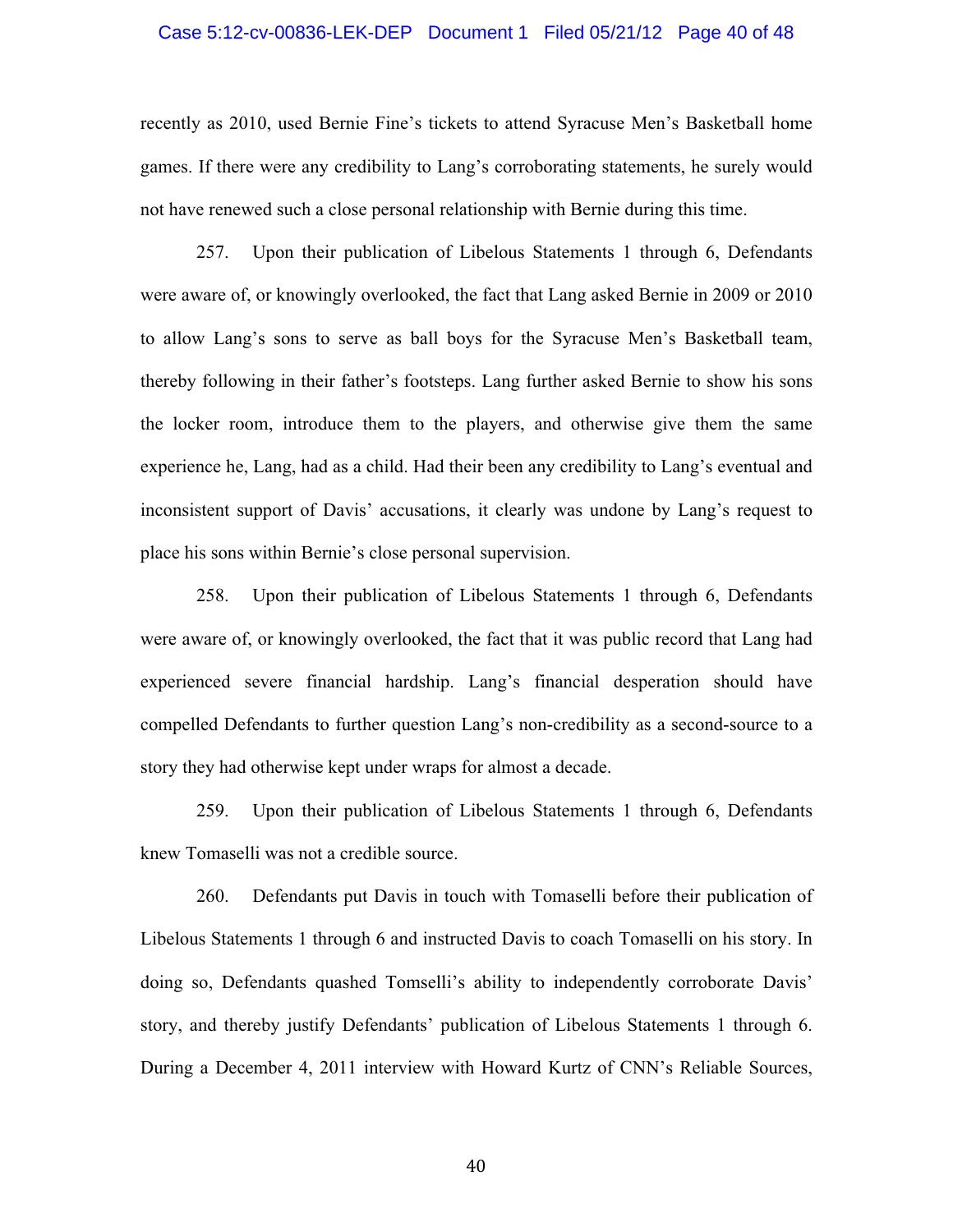recently as 2010, used Bernie Fine's tickets to attend Syracuse Men's Basketball home games. If there were any credibility to Lang's corroborating statements, he surely would not have renewed such a close personal relationship with Bernie during this time.

257. Upon their publication of Libelous Statements 1 through 6, Defendants were aware of, or knowingly overlooked, the fact that Lang asked Bernie in 2009 or 2010 to allow Lang's sons to serve as ball boys for the Syracuse Men's Basketball team, thereby following in their father's footsteps. Lang further asked Bernie to show his sons the locker room, introduce them to the players, and otherwise give them the same experience he, Lang, had as a child. Had their been any credibility to Lang's eventual and inconsistent support of Davis' accusations, it clearly was undone by Lang's request to place his sons within Bernie's close personal supervision.

258. Upon their publication of Libelous Statements 1 through 6, Defendants were aware of, or knowingly overlooked, the fact that it was public record that Lang had experienced severe financial hardship. Lang's financial desperation should have compelled Defendants to further question Lang's non-credibility as a second-source to a story they had otherwise kept under wraps for almost a decade.

259. Upon their publication of Libelous Statements 1 through 6, Defendants knew Tomaselli was not a credible source.

260. Defendants put Davis in touch with Tomaselli before their publication of Libelous Statements 1 through 6 and instructed Davis to coach Tomaselli on his story. In doing so, Defendants quashed Tomselli's ability to independently corroborate Davis' story, and thereby justify Defendants' publication of Libelous Statements 1 through 6. During a December 4, 2011 interview with Howard Kurtz of CNN's Reliable Sources,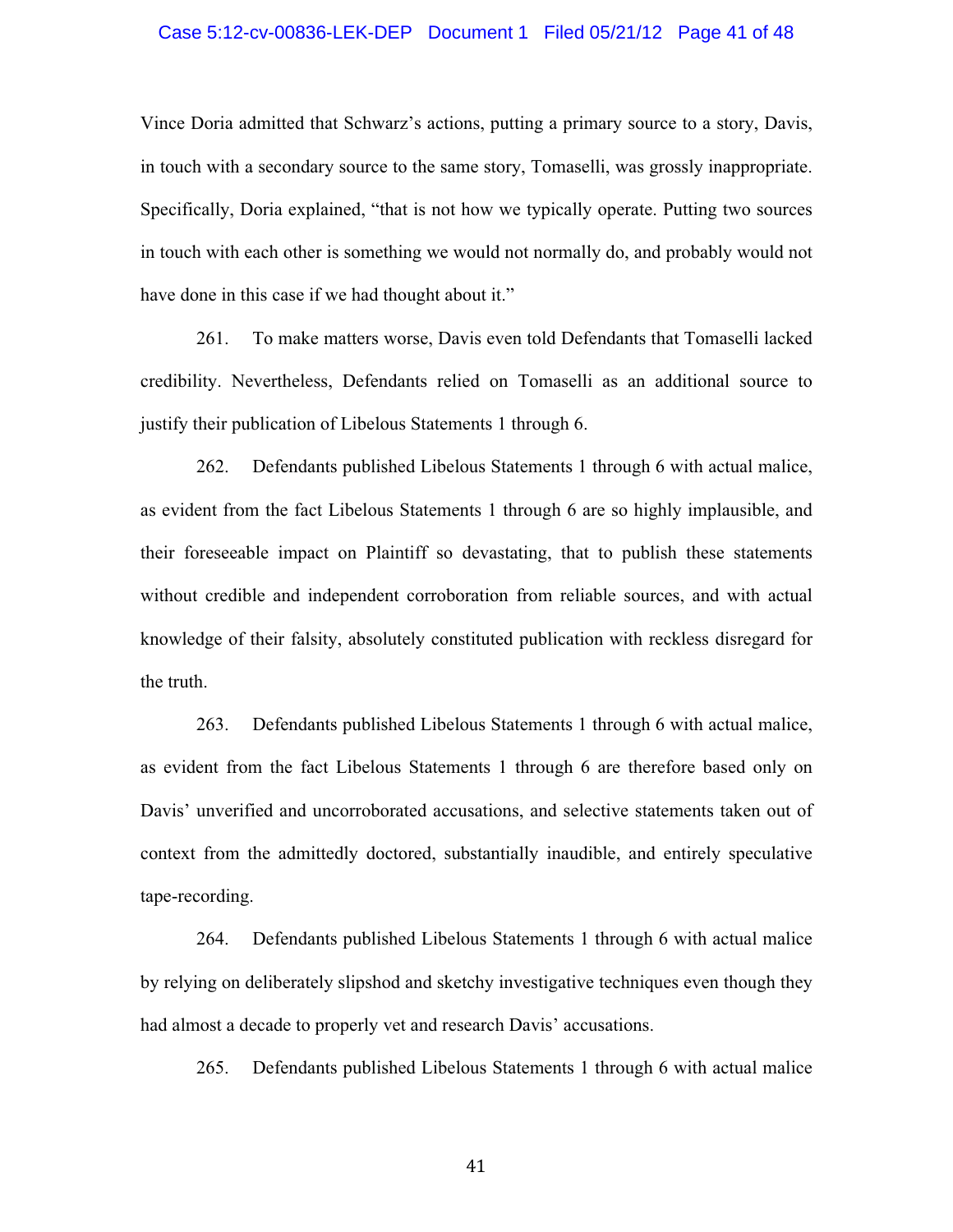Vince Doria admitted that Schwarz's actions, putting a primary source to a story, Davis, in touch with a secondary source to the same story, Tomaselli, was grossly inappropriate. Specifically, Doria explained, "that is not how we typically operate. Putting two sources in touch with each other is something we would not normally do, and probably would not have done in this case if we had thought about it."

261. To make matters worse, Davis even told Defendants that Tomaselli lacked credibility. Nevertheless, Defendants relied on Tomaselli as an additional source to justify their publication of Libelous Statements 1 through 6.

262. Defendants published Libelous Statements 1 through 6 with actual malice, as evident from the fact Libelous Statements 1 through 6 are so highly implausible, and their foreseeable impact on Plaintiff so devastating, that to publish these statements without credible and independent corroboration from reliable sources, and with actual knowledge of their falsity, absolutely constituted publication with reckless disregard for the truth.

263. Defendants published Libelous Statements 1 through 6 with actual malice, as evident from the fact Libelous Statements 1 through 6 are therefore based only on Davis' unverified and uncorroborated accusations, and selective statements taken out of context from the admittedly doctored, substantially inaudible, and entirely speculative tape-recording.

264. Defendants published Libelous Statements 1 through 6 with actual malice by relying on deliberately slipshod and sketchy investigative techniques even though they had almost a decade to properly vet and research Davis' accusations.

265. Defendants published Libelous Statements 1 through 6 with actual malice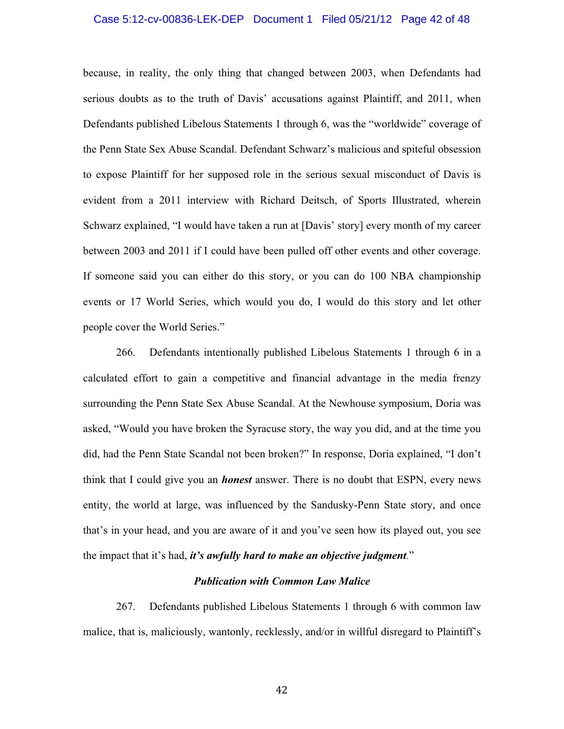because, in reality, the only thing that changed between 2003, when Defendants had serious doubts as to the truth of Davis' accusations against Plaintiff, and 2011, when Defendants published Libelous Statements 1 through 6, was the "worldwide" coverage of the Penn State Sex Abuse Scandal. Defendant Schwarz's malicious and spiteful obsession to expose Plaintiff for her supposed role in the serious sexual misconduct of Davis is evident from a 2011 interview with Richard Deitsch, of Sports Illustrated, wherein Schwarz explained, "I would have taken a run at [Davis' story] every month of my career between 2003 and 2011 if I could have been pulled off other events and other coverage. If someone said you can either do this story, or you can do 100 NBA championship events or 17 World Series, which would you do, I would do this story and let other people cover the World Series."

266. Defendants intentionally published Libelous Statements 1 through 6 in a calculated effort to gain a competitive and financial advantage in the media frenzy surrounding the Penn State Sex Abuse Scandal. At the Newhouse symposium, Doria was asked, "Would you have broken the Syracuse story, the way you did, and at the time you did, had the Penn State Scandal not been broken?" In response, Doria explained, "I don't think that I could give you an ***honest*** answer. There is no doubt that ESPN, every news entity, the world at large, was influenced by the Sandusky-Penn State story, and once that's in your head, and you are aware of it and you've seen how its played out, you see the impact that it's had, ***it's awfully hard to make an objective judgment***."

***Publication with Common Law Malice***

267. Defendants published Libelous Statements 1 through 6 with common law malice, that is, maliciously, wantonly, recklessly, and/or in willful disregard to Plaintiff's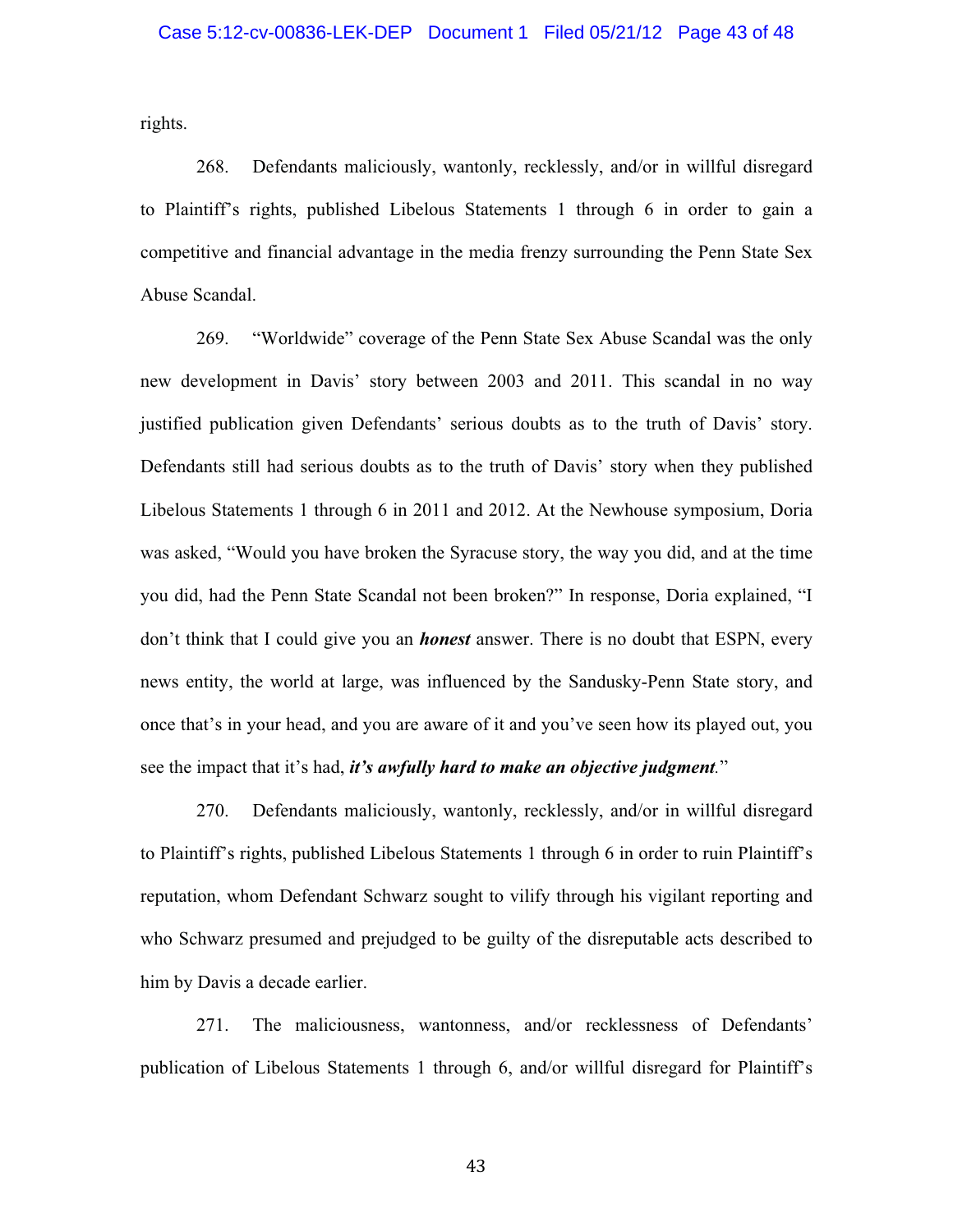rights.

268. Defendants maliciously, wantonly, recklessly, and/or in willful disregard to Plaintiff's rights, published Libelous Statements 1 through 6 in order to gain a competitive and financial advantage in the media frenzy surrounding the Penn State Sex Abuse Scandal.

269. "Worldwide" coverage of the Penn State Sex Abuse Scandal was the only new development in Davis' story between 2003 and 2011. This scandal in no way justified publication given Defendants' serious doubts as to the truth of Davis' story. Defendants still had serious doubts as to the truth of Davis' story when they published Libelous Statements 1 through 6 in 2011 and 2012. At the Newhouse symposium, Doria was asked, "Would you have broken the Syracuse story, the way you did, and at the time you did, had the Penn State Scandal not been broken?" In response, Doria explained, "I don't think that I could give you an ***honest*** answer. There is no doubt that ESPN, every news entity, the world at large, was influenced by the Sandusky-Penn State story, and once that's in your head, and you are aware of it and you've seen how its played out, you see the impact that it's had, ***it's awfully hard to make an objective judgment***."

270. Defendants maliciously, wantonly, recklessly, and/or in willful disregard to Plaintiff's rights, published Libelous Statements 1 through 6 in order to ruin Plaintiff's reputation, whom Defendant Schwarz sought to vilify through his vigilant reporting and who Schwarz presumed and prejudged to be guilty of the disreputable acts described to him by Davis a decade earlier.

271. The maliciousness, wantonness, and/or recklessness of Defendants' publication of Libelous Statements 1 through 6, and/or willful disregard for Plaintiff's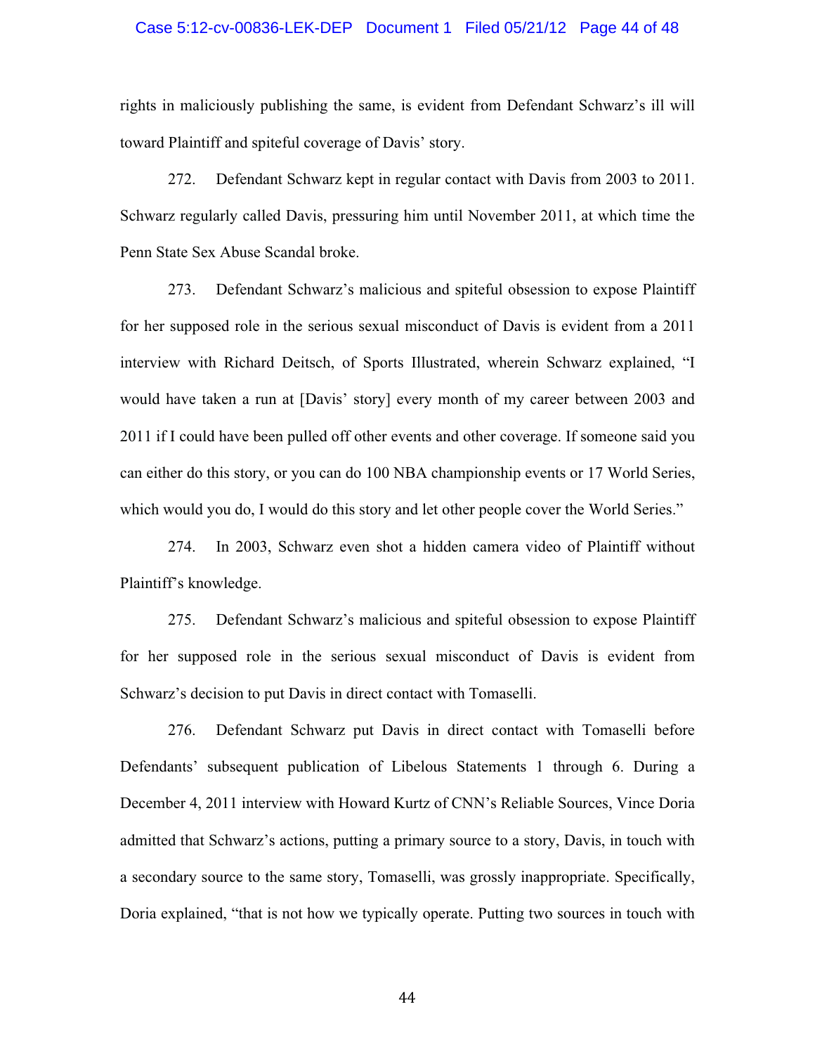rights in maliciously publishing the same, is evident from Defendant Schwarz's ill will toward Plaintiff and spiteful coverage of Davis' story.

272. Defendant Schwarz kept in regular contact with Davis from 2003 to 2011. Schwarz regularly called Davis, pressuring him until November 2011, at which time the Penn State Sex Abuse Scandal broke.

273. Defendant Schwarz's malicious and spiteful obsession to expose Plaintiff for her supposed role in the serious sexual misconduct of Davis is evident from a 2011 interview with Richard Deitsch, of Sports Illustrated, wherein Schwarz explained, "I would have taken a run at [Davis' story] every month of my career between 2003 and 2011 if I could have been pulled off other events and other coverage. If someone said you can either do this story, or you can do 100 NBA championship events or 17 World Series, which would you do, I would do this story and let other people cover the World Series."

274. In 2003, Schwarz even shot a hidden camera video of Plaintiff without Plaintiff's knowledge.

275. Defendant Schwarz's malicious and spiteful obsession to expose Plaintiff for her supposed role in the serious sexual misconduct of Davis is evident from Schwarz's decision to put Davis in direct contact with Tomaselli.

276. Defendant Schwarz put Davis in direct contact with Tomaselli before Defendants' subsequent publication of Libelous Statements 1 through 6. During a December 4, 2011 interview with Howard Kurtz of CNN's Reliable Sources, Vince Doria admitted that Schwarz's actions, putting a primary source to a story, Davis, in touch with a secondary source to the same story, Tomaselli, was grossly inappropriate. Specifically, Doria explained, "that is not how we typically operate. Putting two sources in touch with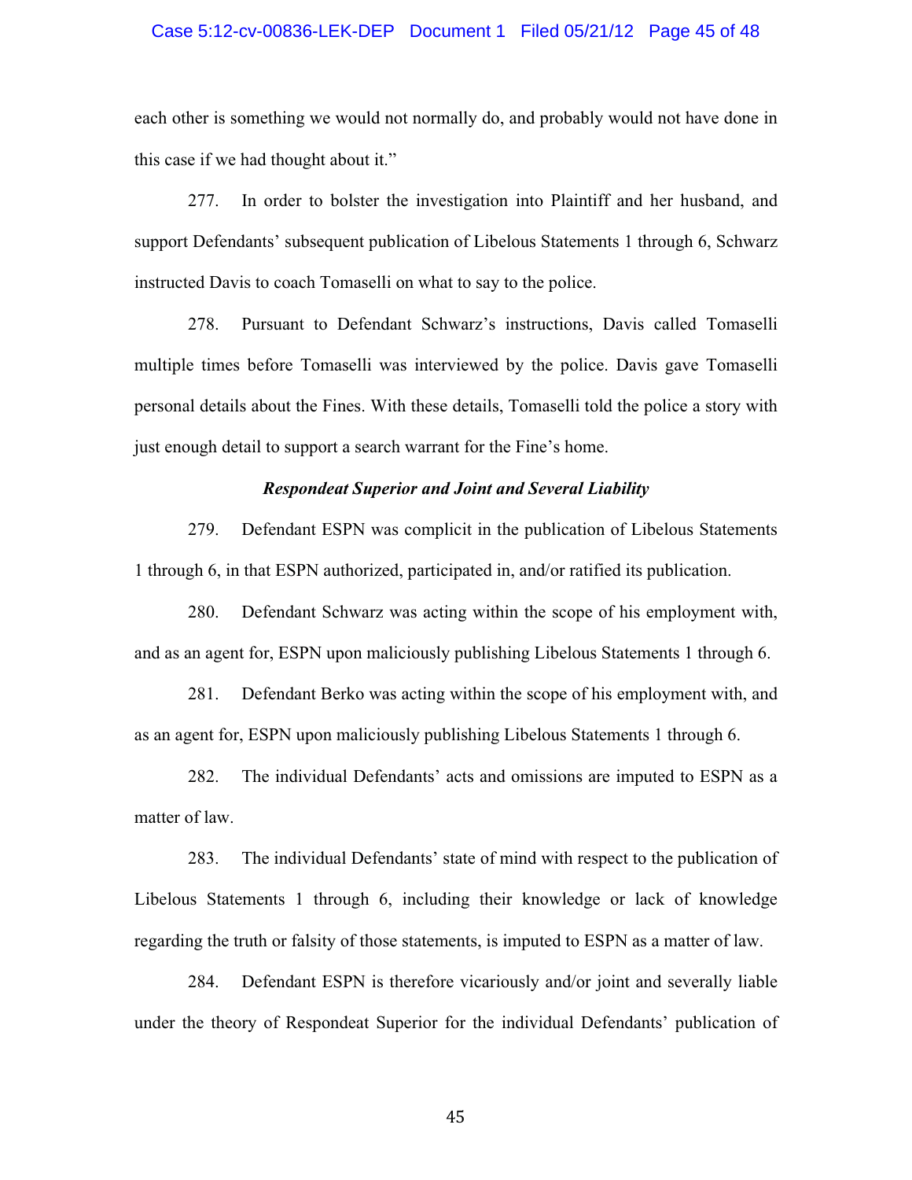each other is something we would not normally do, and probably would not have done in this case if we had thought about it."

277. In order to bolster the investigation into Plaintiff and her husband, and support Defendants' subsequent publication of Libelous Statements 1 through 6, Schwarz instructed Davis to coach Tomaselli on what to say to the police.

278. Pursuant to Defendant Schwarz's instructions, Davis called Tomaselli multiple times before Tomaselli was interviewed by the police. Davis gave Tomaselli personal details about the Fines. With these details, Tomaselli told the police a story with just enough detail to support a search warrant for the Fine's home.

***Respondeat Superior and Joint and Several Liability***

279. Defendant ESPN was complicit in the publication of Libelous Statements 1 through 6, in that ESPN authorized, participated in, and/or ratified its publication.

280. Defendant Schwarz was acting within the scope of his employment with, and as an agent for, ESPN upon maliciously publishing Libelous Statements 1 through 6.

281. Defendant Berko was acting within the scope of his employment with, and as an agent for, ESPN upon maliciously publishing Libelous Statements 1 through 6.

282. The individual Defendants' acts and omissions are imputed to ESPN as a matter of law.

283. The individual Defendants' state of mind with respect to the publication of Libelous Statements 1 through 6, including their knowledge or lack of knowledge regarding the truth or falsity of those statements, is imputed to ESPN as a matter of law.

284. Defendant ESPN is therefore vicariously and/or joint and severally liable under the theory of Respondeat Superior for the individual Defendants' publication of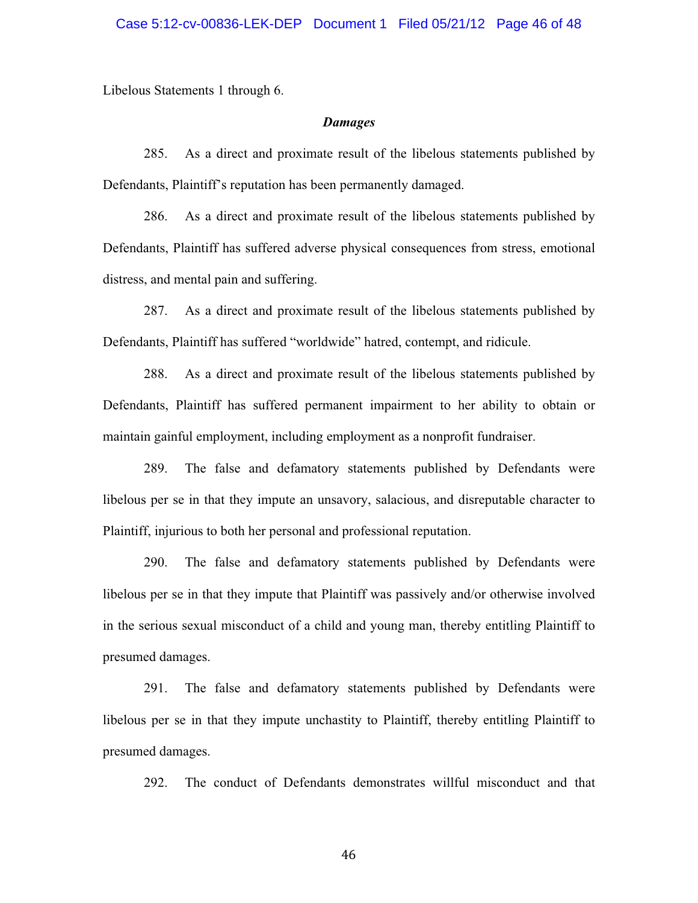Libelous Statements 1 through 6.

***Damages***

285. As a direct and proximate result of the libelous statements published by Defendants, Plaintiff's reputation has been permanently damaged.

286. As a direct and proximate result of the libelous statements published by Defendants, Plaintiff has suffered adverse physical consequences from stress, emotional distress, and mental pain and suffering.

287. As a direct and proximate result of the libelous statements published by Defendants, Plaintiff has suffered "worldwide" hatred, contempt, and ridicule.

288. As a direct and proximate result of the libelous statements published by Defendants, Plaintiff has suffered permanent impairment to her ability to obtain or maintain gainful employment, including employment as a nonprofit fundraiser.

289. The false and defamatory statements published by Defendants were libelous per se in that they impute an unsavory, salacious, and disreputable character to Plaintiff, injurious to both her personal and professional reputation.

290. The false and defamatory statements published by Defendants were libelous per se in that they impute that Plaintiff was passively and/or otherwise involved in the serious sexual misconduct of a child and young man, thereby entitling Plaintiff to presumed damages.

291. The false and defamatory statements published by Defendants were libelous per se in that they impute unchastity to Plaintiff, thereby entitling Plaintiff to presumed damages.

292. The conduct of Defendants demonstrates willful misconduct and that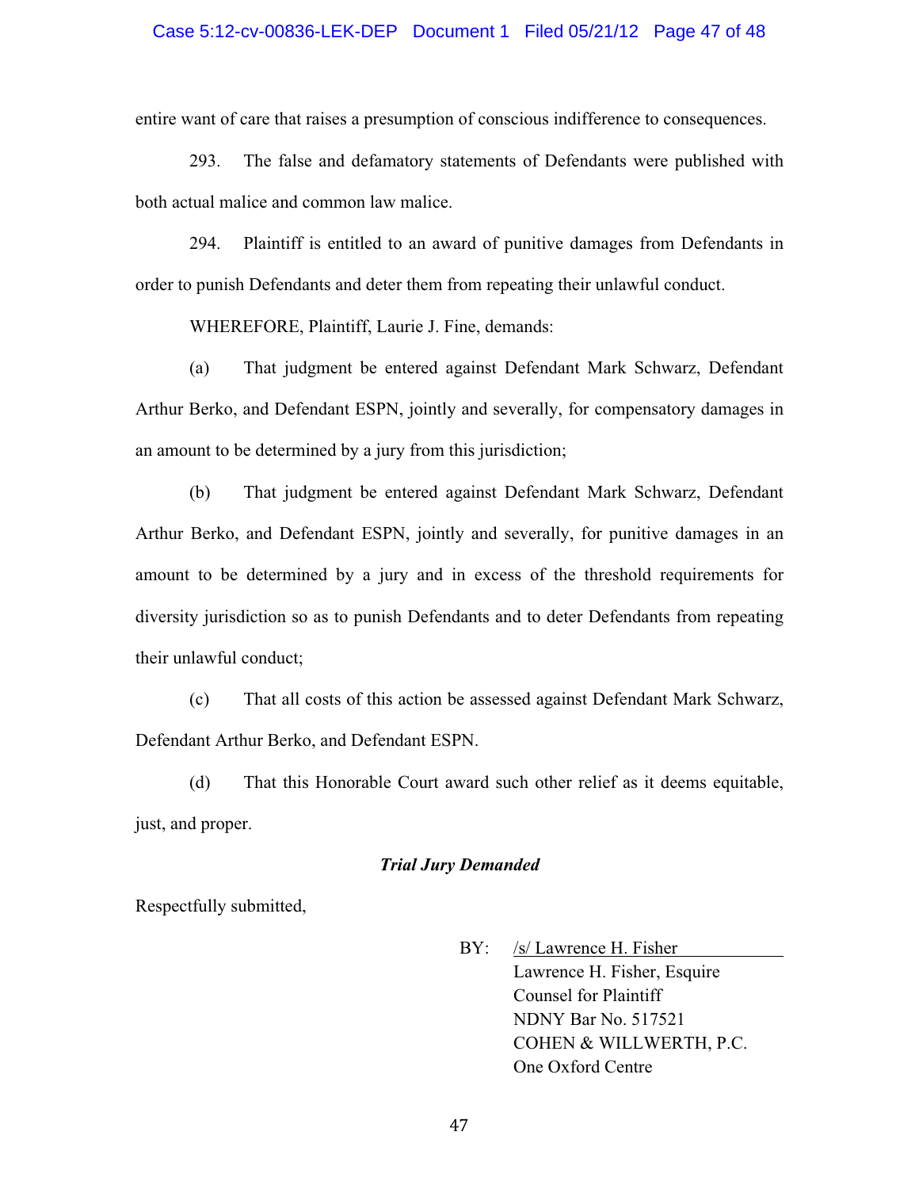entire want of care that raises a presumption of conscious indifference to consequences.

293. The false and defamatory statements of Defendants were published with both actual malice and common law malice.

294. Plaintiff is entitled to an award of punitive damages from Defendants in order to punish Defendants and deter them from repeating their unlawful conduct.

WHEREFORE, Plaintiff, Laurie J. Fine, demands:

(a) That judgment be entered against Defendant Mark Schwarz, Defendant Arthur Berko, and Defendant ESPN, jointly and severally, for compensatory damages in an amount to be determined by a jury from this jurisdiction;

(b) That judgment be entered against Defendant Mark Schwarz, Defendant Arthur Berko, and Defendant ESPN, jointly and severally, for punitive damages in an amount to be determined by a jury and in excess of the threshold requirements for diversity jurisdiction so as to punish Defendants and to deter Defendants from repeating their unlawful conduct;

(c) That all costs of this action be assessed against Defendant Mark Schwarz, Defendant Arthur Berko, and Defendant ESPN.

(d) That this Honorable Court award such other relief as it deems equitable, just, and proper.

***Trial Jury Demanded***

Respectfully submitted,

BY: /s/ Lawrence H. Fisher
Lawrence H. Fisher, Esquire
Counsel for Plaintiff
NDNY Bar No. 517521
COHEN & WILLWERTH, P.C.
One Oxford Centre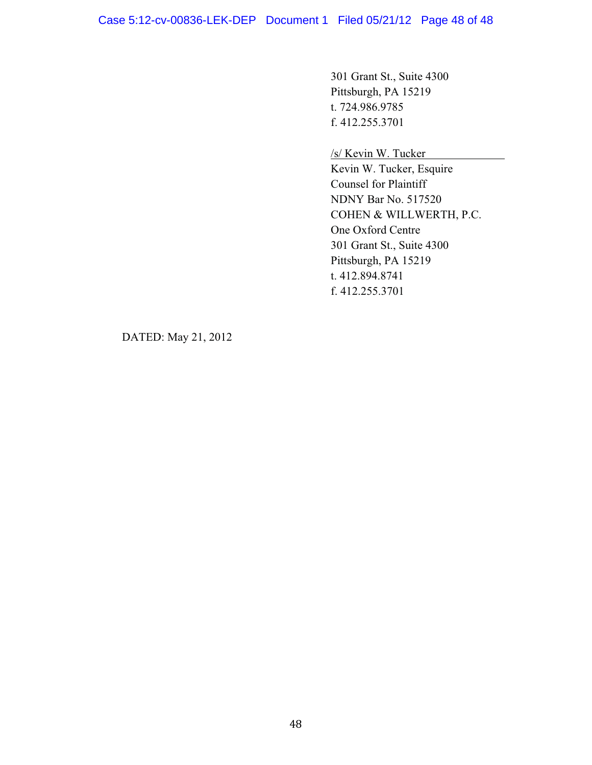301 Grant St., Suite 4300
Pittsburgh, PA 15219
t. 724.986.9785
f. 412.255.3701

/s/ Kevin W. Tucker
Kevin W. Tucker, Esquire
Counsel for Plaintiff
NDNY Bar No. 517520
COHEN & WILLWERTH, P.C.
One Oxford Centre
301 Grant St., Suite 4300
Pittsburgh, PA 15219
t. 412.894.8741
f. 412.255.3701

DATED: May 21, 2012